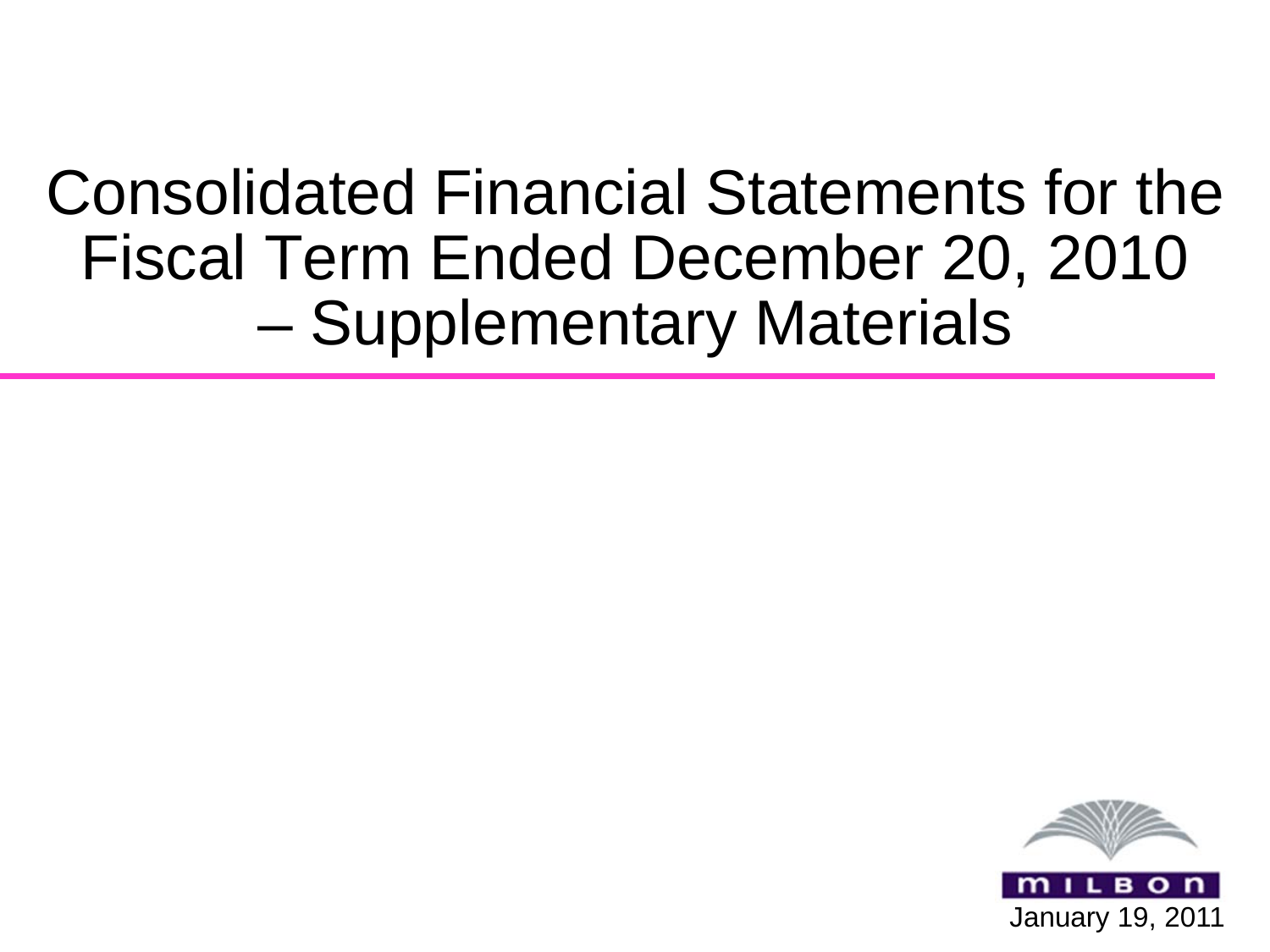# Consolidated Financial Statements for the Fiscal Term Ended December 20, 2010 – Supplementary Materials

MILBON

January 19, 2011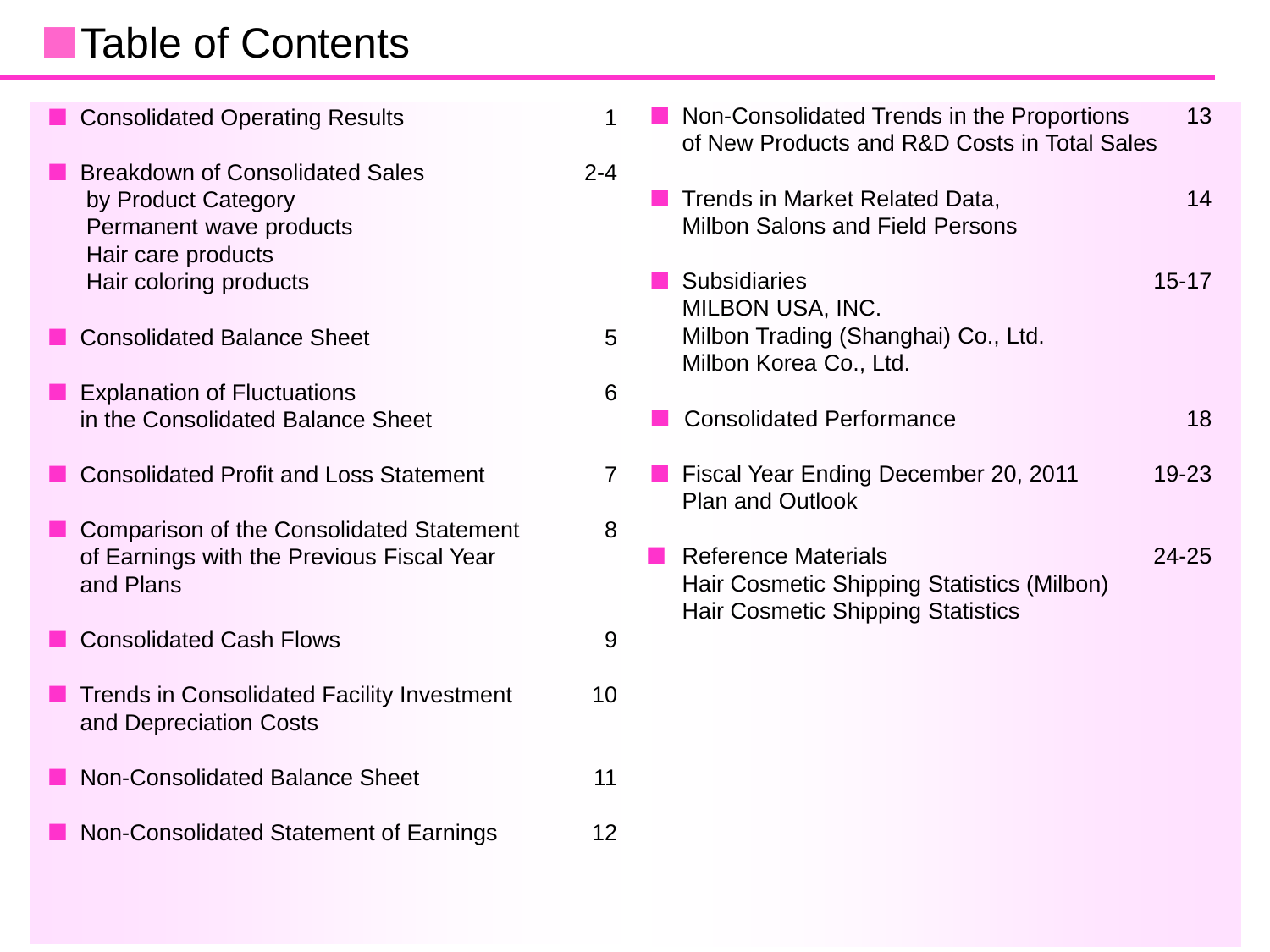# Table of Contents

| Contents | Page |
|---|---|
| Consolidated Operating Results | 1 |
| Breakdown of Consolidated Sales by Product Category<br>Permanent wave products<br>Hair care products<br>Hair coloring products | 2-4 |
| Consolidated Balance Sheet | 5 |
| Explanation of Fluctuations in the Consolidated Balance Sheet | 6 |
| Consolidated Profit and Loss Statement | 7 |
| Comparison of the Consolidated Statement of Earnings with the Previous Fiscal Year and Plans | 8 |
| Consolidated Cash Flows | 9 |
| Trends in Consolidated Facility Investment and Depreciation Costs | 10 |
| Non-Consolidated Balance Sheet | 11 |
| Non-Consolidated Statement of Earnings | 12 |
| Non-Consolidated Trends in the Proportions of New Products and R&D Costs in Total Sales | 13 |
| Trends in Market Related Data, Milbon Salons and Field Persons | 14 |
| Subsidiaries<br>MILBON USA, INC.<br>Milbon Trading (Shanghai) Co., Ltd.<br>Milbon Korea Co., Ltd. | 15-17 |
| Consolidated Performance | 18 |
| Fiscal Year Ending December 20, 2011 Plan and Outlook | 19-23 |
| Reference Materials<br>Hair Cosmetic Shipping Statistics (Milbon)<br>Hair Cosmetic Shipping Statistics | 24-25 |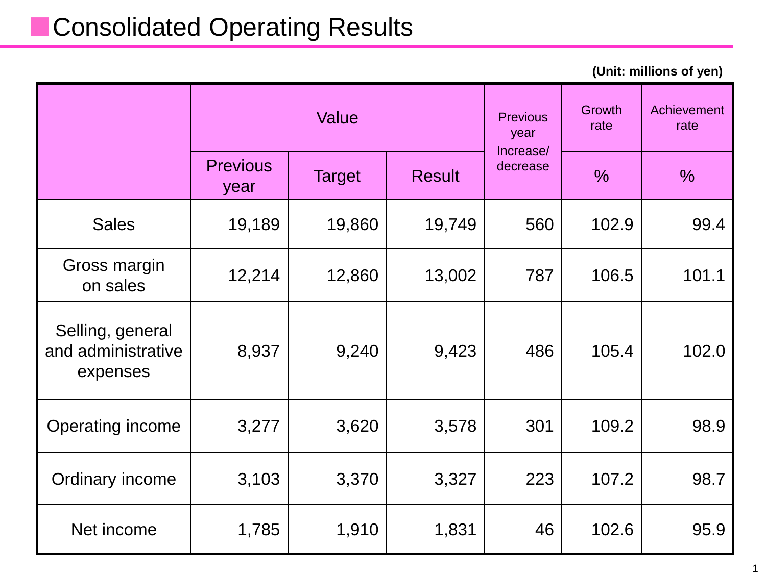# Consolidated Operating Results

(Unit: millions of yen)

| | Value | | | Previous year Increase/ decrease | Growth rate | Achievement rate |
|---|---|---|---|---|---|---|
| | Previous year | Target | Result | | % | % |
| Sales | 19,189 | 19,860 | 19,749 | 560 | 102.9 | 99.4 |
| Gross margin on sales | 12,214 | 12,860 | 13,002 | 787 | 106.5 | 101.1 |
| Selling, general and administrative expenses | 8,937 | 9,240 | 9,423 | 486 | 105.4 | 102.0 |
| Operating income | 3,277 | 3,620 | 3,578 | 301 | 109.2 | 98.9 |
| Ordinary income | 3,103 | 3,370 | 3,327 | 223 | 107.2 | 98.7 |
| Net income | 1,785 | 1,910 | 1,831 | 46 | 102.6 | 95.9 |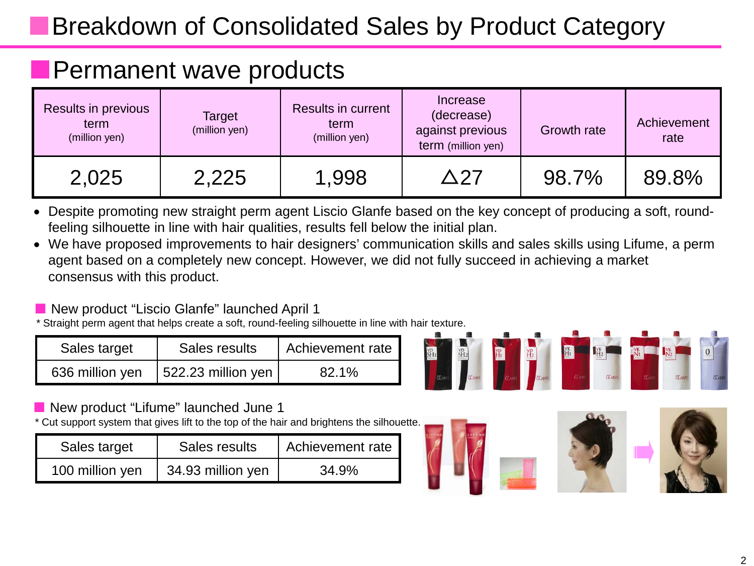# Breakdown of Consolidated Sales by Product Category

## Permanent wave products

| Results in previous term (million yen) | Target (million yen) | Results in current term (million yen) | Increase (decrease) against previous term (million yen) | Growth rate | Achievement rate |
|---|---|---|---|---|---|
| 2,025 | 2,225 | 1,998 | △27 | 98.7% | 89.8% |

- Despite promoting new straight perm agent Liscio Glanfe based on the key concept of producing a soft, round-feeling silhouette in line with hair qualities, results fell below the initial plan.
- We have proposed improvements to hair designers' communication skills and sales skills using Lifume, a perm agent based on a completely new concept. However, we did not fully succeed in achieving a market consensus with this product.

### New product "Liscio Glanfe" launched April 1

* Straight perm agent that helps create a soft, round-feeling silhouette in line with hair texture.

| Sales target | Sales results | Achievement rate |
|---|---|---|
| 636 million yen | 522.23 million yen | 82.1% |

### New product "Lifume" launched June 1

* Cut support system that gives lift to the top of the hair and brightens the silhouette.

| Sales target | Sales results | Achievement rate |
|---|---|---|
| 100 million yen | 34.93 million yen | 34.9% |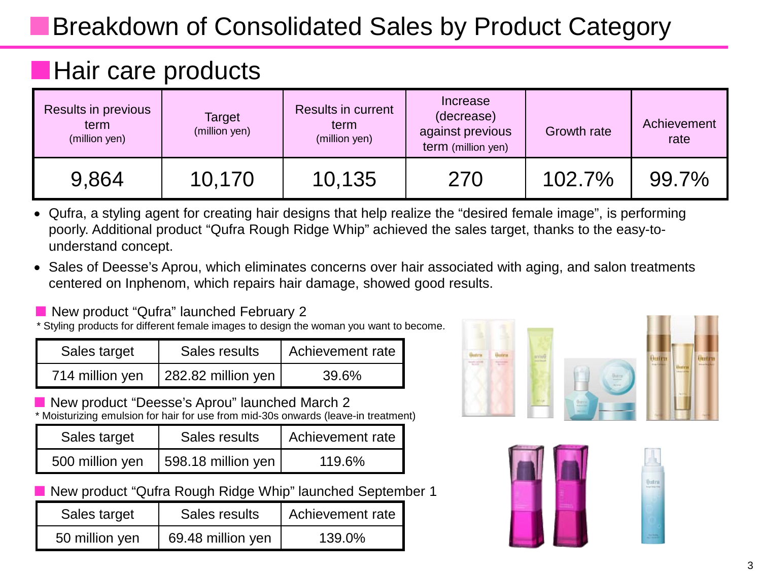# Breakdown of Consolidated Sales by Product Category

## Hair care products

| Results in previous term (million yen) | Target (million yen) | Results in current term (million yen) | Increase (decrease) against previous term (million yen) | Growth rate | Achievement rate |
|---|---|---|---|---|---|
| 9,864 | 10,170 | 10,135 | 270 | 102.7% | 99.7% |

- Qufra, a styling agent for creating hair designs that help realize the “desired female image”, is performing poorly. Additional product “Qufra Rough Ridge Whip” achieved the sales target, thanks to the easy-to-understand concept.
- Sales of Deesse’s Aprou, which eliminates concerns over hair associated with aging, and salon treatments centered on Inphenom, which repairs hair damage, showed good results.

### New product “Qufra” launched February 2

* Styling products for different female images to design the woman you want to become.

| Sales target | Sales results | Achievement rate |
|---|---|---|
| 714 million yen | 282.82 million yen | 39.6% |

### New product “Deesse’s Aprou” launched March 2

* Moisturizing emulsion for hair for use from mid-30s onwards (leave-in treatment)

| Sales target | Sales results | Achievement rate |
|---|---|---|
| 500 million yen | 598.18 million yen | 119.6% |

### New product “Qufra Rough Ridge Whip” launched September 1

| Sales target | Sales results | Achievement rate |
|---|---|---|
| 50 million yen | 69.48 million yen | 139.0% |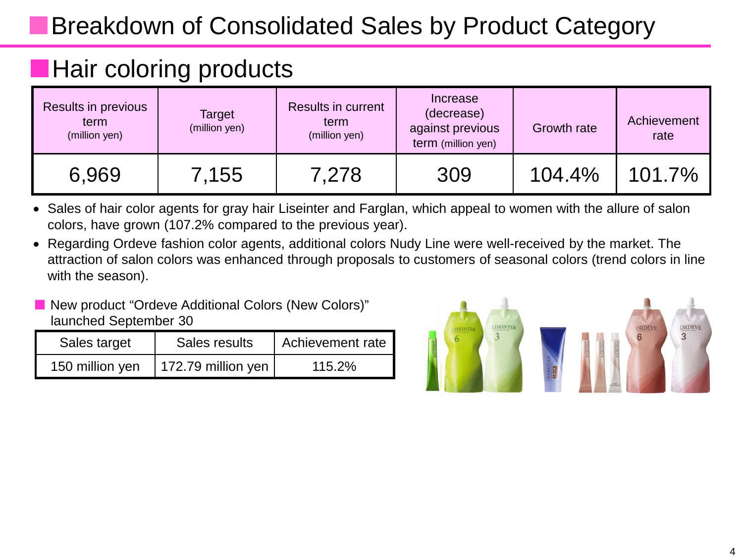# Breakdown of Consolidated Sales by Product Category

## Hair coloring products

| Results in previous term (million yen) | Target (million yen) | Results in current term (million yen) | Increase (decrease) against previous term (million yen) | Growth rate | Achievement rate |
|---|---|---|---|---|---|
| 6,969 | 7,155 | 7,278 | 309 | 104.4% | 101.7% |

- Sales of hair color agents for gray hair Liseinter and Farglan, which appeal to women with the allure of salon colors, have grown (107.2% compared to the previous year).
- Regarding Ordeve fashion color agents, additional colors Nudy Line were well-received by the market. The attraction of salon colors was enhanced through proposals to customers of seasonal colors (trend colors in line with the season).

### New product "Ordeve Additional Colors (New Colors)" launched September 30

| Sales target | Sales results | Achievement rate |
|---|---|---|
| 150 million yen | 172.79 million yen | 115.2% |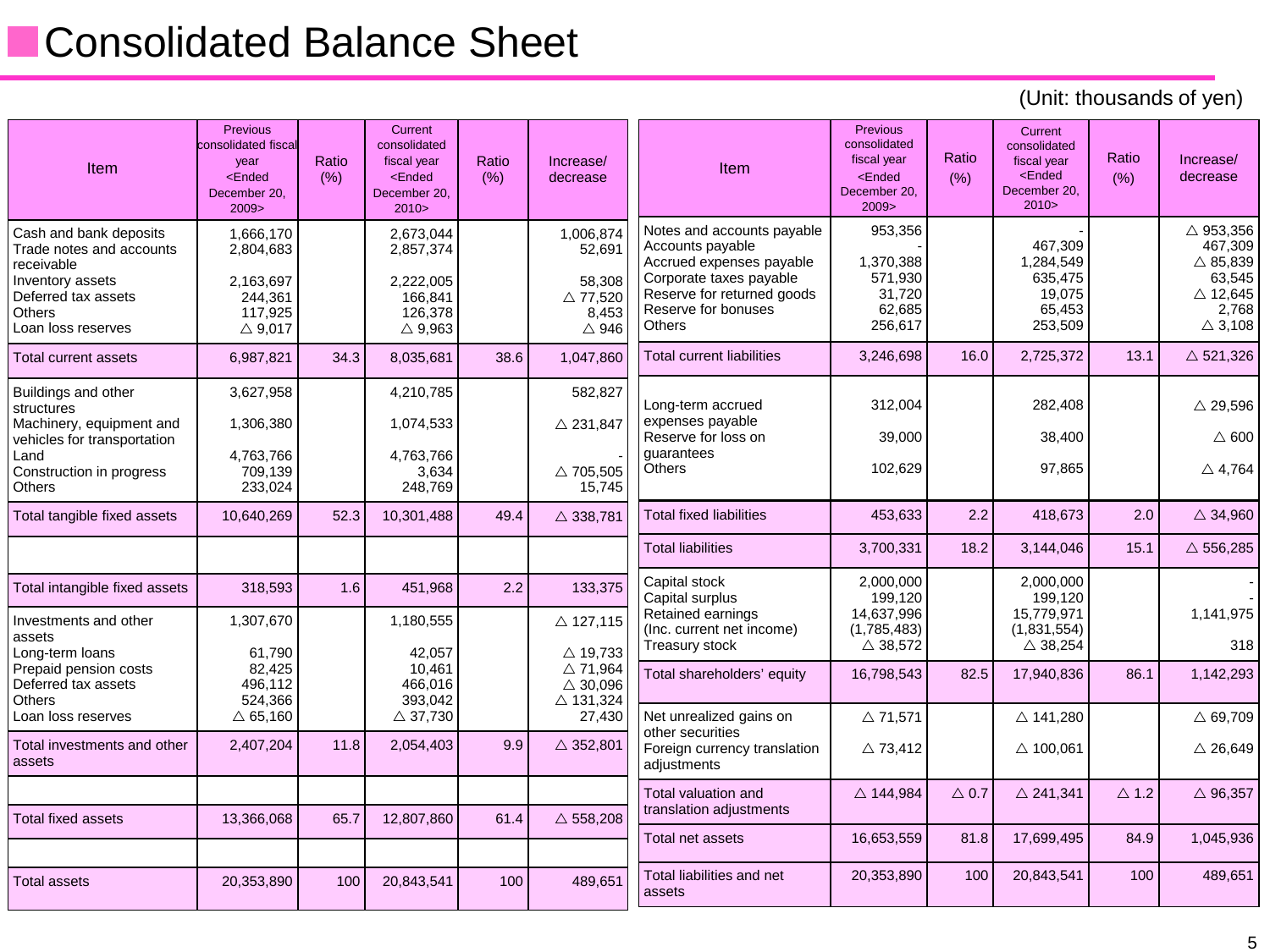# Consolidated Balance Sheet

(Unit: thousands of yen)

| Item | Previous consolidated fiscal year <Ended December 20, 2009> | Ratio (%) | Current consolidated fiscal year <Ended December 20, 2010> | Ratio (%) | Increase/ decrease |
|---|---|---|---|---|---|
| Cash and bank deposits | 1,666,170 | | 2,673,044 | | 1,006,874 |
| Trade notes and accounts receivable | 2,804,683 | | 2,857,374 | | 52,691 |
| Inventory assets | 2,163,697 | | 2,222,005 | | 58,308 |
| Deferred tax assets | 244,361 | | 166,841 | | △ 77,520 |
| Others | 117,925 | | 126,378 | | 8,453 |
| Loan loss reserves | △ 9,017 | | △ 9,963 | | △ 946 |
| Total current assets | 6,987,821 | 34.3 | 8,035,681 | 38.6 | 1,047,860 |
| Buildings and other structures | 3,627,958 | | 4,210,785 | | 582,827 |
| Machinery, equipment and vehicles for transportation | 1,306,380 | | 1,074,533 | | △ 231,847 |
| Land | 4,763,766 | | 4,763,766 | | - |
| Construction in progress | 709,139 | | 3,634 | | △ 705,505 |
| Others | 233,024 | | 248,769 | | 15,745 |
| Total tangible fixed assets | 10,640,269 | 52.3 | 10,301,488 | 49.4 | △ 338,781 |
| Total intangible fixed assets | 318,593 | 1.6 | 451,968 | 2.2 | 133,375 |
| Investments and other assets | 1,307,670 | | 1,180,555 | | △ 127,115 |
| Long-term loans | 61,790 | | 42,057 | | △ 19,733 |
| Prepaid pension costs | 82,425 | | 10,461 | | △ 71,964 |
| Deferred tax assets | 496,112 | | 466,016 | | △ 30,096 |
| Others | 524,366 | | 393,042 | | △ 131,324 |
| Loan loss reserves | △ 65,160 | | △ 37,730 | | 27,430 |
| Total investments and other assets | 2,407,204 | 11.8 | 2,054,403 | 9.9 | △ 352,801 |
| Total fixed assets | 13,366,068 | 65.7 | 12,807,860 | 61.4 | △ 558,208 |
| Total assets | 20,353,890 | 100 | 20,843,541 | 100 | 489,651 |

| Item | Previous consolidated fiscal year <Ended December 20, 2009> | Ratio (%) | Current consolidated fiscal year <Ended December 20, 2010> | Ratio (%) | Increase/ decrease |
|---|---|---|---|---|---|
| Notes and accounts payable | 953,356 | | - | | △ 953,356 |
| Accounts payable | - | | 467,309 | | 467,309 |
| Accrued expenses payable | 1,370,388 | | 1,284,549 | | △ 85,839 |
| Corporate taxes payable | 571,930 | | 635,475 | | 63,545 |
| Reserve for returned goods | 31,720 | | 19,075 | | △ 12,645 |
| Reserve for bonuses | 62,685 | | 65,453 | | 2,768 |
| Others | 256,617 | | 253,509 | | △ 3,108 |
| Total current liabilities | 3,246,698 | 16.0 | 2,725,372 | 13.1 | △ 521,326 |
| Long-term accrued expenses payable | 312,004 | | 282,408 | | △ 29,596 |
| Reserve for loss on guarantees | 39,000 | | 38,400 | | △ 600 |
| Others | 102,629 | | 97,865 | | △ 4,764 |
| Total fixed liabilities | 453,633 | 2.2 | 418,673 | 2.0 | △ 34,960 |
| Total liabilities | 3,700,331 | 18.2 | 3,144,046 | 15.1 | △ 556,285 |
| Capital stock | 2,000,000 | | 2,000,000 | | - |
| Capital surplus | 199,120 | | 199,120 | | - |
| Retained earnings | 14,637,996 | | 15,779,971 | | 1,141,975 |
| (Inc. current net income) | (1,785,483) | | (1,831,554) | | |
| Treasury stock | △ 38,572 | | △ 38,254 | | 318 |
| Total shareholders' equity | 16,798,543 | 82.5 | 17,940,836 | 86.1 | 1,142,293 |
| Net unrealized gains on other securities | △ 71,571 | | △ 141,280 | | △ 69,709 |
| Foreign currency translation adjustments | △ 73,412 | | △ 100,061 | | △ 26,649 |
| Total valuation and translation adjustments | △ 144,984 | △ 0.7 | △ 241,341 | △ 1.2 | △ 96,357 |
| Total net assets | 16,653,559 | 81.8 | 17,699,495 | 84.9 | 1,045,936 |
| Total liabilities and net assets | 20,353,890 | 100 | 20,843,541 | 100 | 489,651 |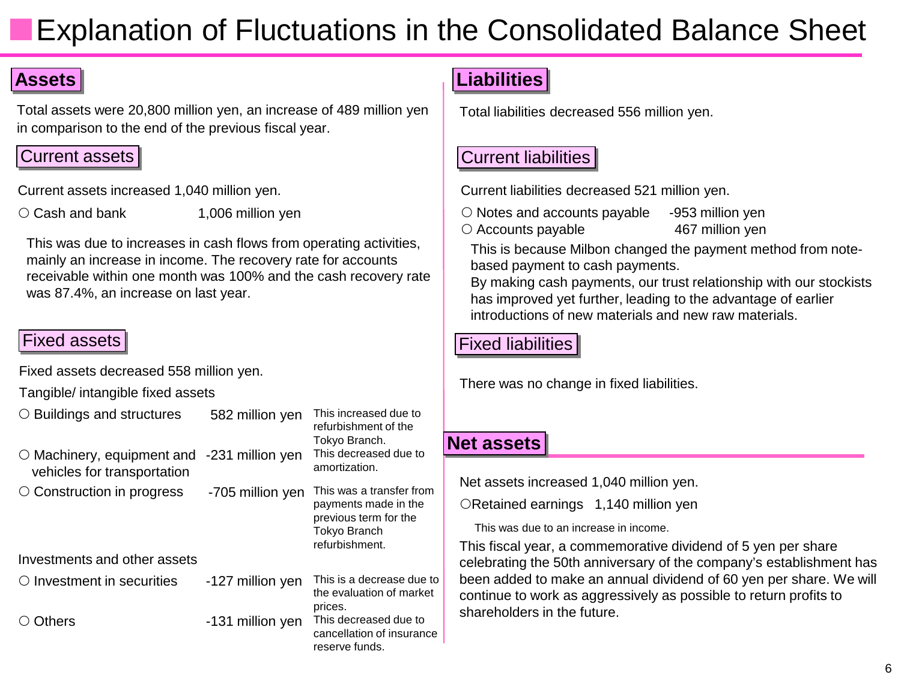# Explanation of Fluctuations in the Consolidated Balance Sheet

## Assets

Total assets were 20,800 million yen, an increase of 489 million yen in comparison to the end of the previous fiscal year.

### Current assets

Current assets increased 1,040 million yen.

○ Cash and bank 1,006 million yen

This was due to increases in cash flows from operating activities, mainly an increase in income. The recovery rate for accounts receivable within one month was 100% and the cash recovery rate was 87.4%, an increase on last year.

### Fixed assets

Fixed assets decreased 558 million yen.

Tangible/ intangible fixed assets

| Item | Amount | Explanation |
|---|---|---|
| ○ Buildings and structures | 582 million yen | This increased due to refurbishment of the Tokyo Branch. |
| ○ Machinery, equipment and vehicles for transportation | -231 million yen | This decreased due to amortization. |
| ○ Construction in progress | -705 million yen | This was a transfer from payments made in the previous term for the Tokyo Branch refurbishment. |

Investments and other assets

| Item | Amount | Explanation |
|---|---|---|
| ○ Investment in securities | -127 million yen | This is a decrease due to the evaluation of market prices. |
| ○ Others | -131 million yen | This decreased due to cancellation of insurance reserve funds. |

## Liabilities

Total liabilities decreased 556 million yen.

### Current liabilities

Current liabilities decreased 521 million yen.

○ Notes and accounts payable -953 million yen
○ Accounts payable 467 million yen

This is because Milbon changed the payment method from note-based payment to cash payments.
By making cash payments, our trust relationship with our stockists has improved yet further, leading to the advantage of earlier introductions of new materials and new raw materials.

### Fixed liabilities

There was no change in fixed liabilities.

## Net assets

Net assets increased 1,040 million yen.

○Retained earnings 1,140 million yen

This was due to an increase in income.

This fiscal year, a commemorative dividend of 5 yen per share celebrating the 50th anniversary of the company's establishment has been added to make an annual dividend of 60 yen per share. We will continue to work as aggressively as possible to return profits to shareholders in the future.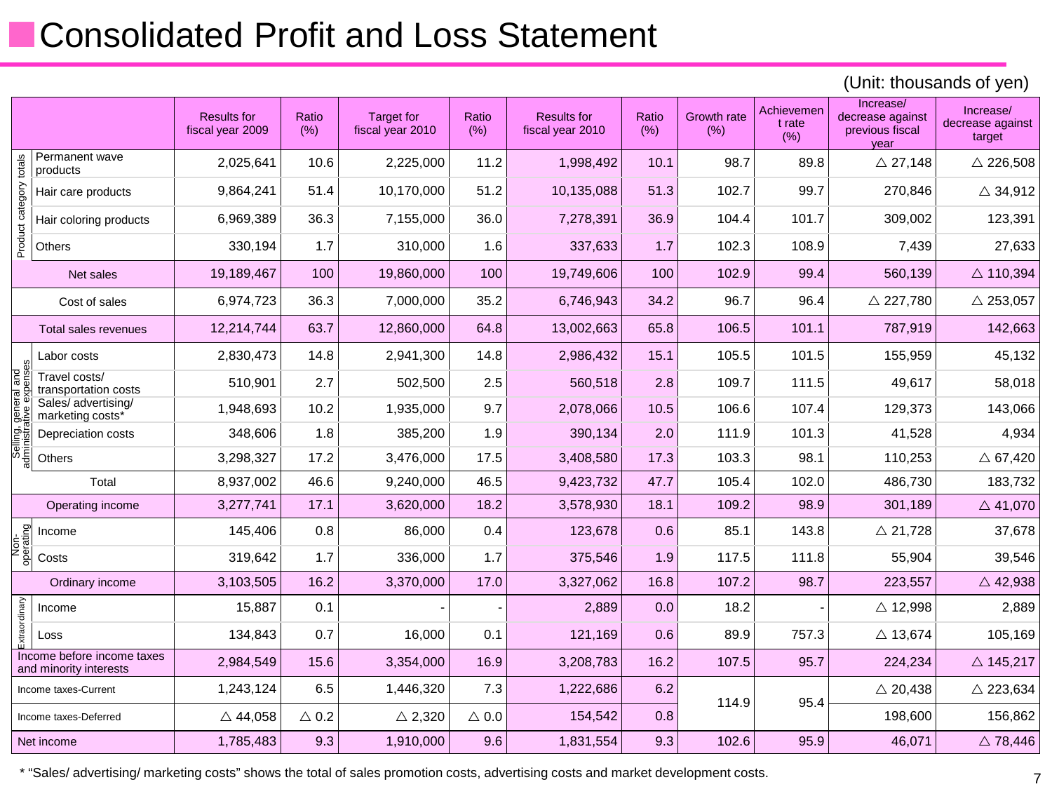# Consolidated Profit and Loss Statement

(Unit: thousands of yen)

| | | Results for fiscal year 2009 | Ratio (%) | Target for fiscal year 2010 | Ratio (%) | Results for fiscal year 2010 | Ratio (%) | Growth rate (%) | Achievement rate (%) | Increase/ decrease against previous fiscal year | Increase/ decrease against target |
|---|---|---|---|---|---|---|---|---|---|---|---|
| Product category totals | Permanent wave products | 2,025,641 | 10.6 | 2,225,000 | 11.2 | 1,998,492 | 10.1 | 98.7 | 89.8 | △ 27,148 | △ 226,508 |
| | Hair care products | 9,864,241 | 51.4 | 10,170,000 | 51.2 | 10,135,088 | 51.3 | 102.7 | 99.7 | 270,846 | △ 34,912 |
| | Hair coloring products | 6,969,389 | 36.3 | 7,155,000 | 36.0 | 7,278,391 | 36.9 | 104.4 | 101.7 | 309,002 | 123,391 |
| | Others | 330,194 | 1.7 | 310,000 | 1.6 | 337,633 | 1.7 | 102.3 | 108.9 | 7,439 | 27,633 |
| Net sales | | 19,189,467 | 100 | 19,860,000 | 100 | 19,749,606 | 100 | 102.9 | 99.4 | 560,139 | △ 110,394 |
| Cost of sales | | 6,974,723 | 36.3 | 7,000,000 | 35.2 | 6,746,943 | 34.2 | 96.7 | 96.4 | △ 227,780 | △ 253,057 |
| Total sales revenues | | 12,214,744 | 63.7 | 12,860,000 | 64.8 | 13,002,663 | 65.8 | 106.5 | 101.1 | 787,919 | 142,663 |
| Selling, general and administrative expenses | Labor costs | 2,830,473 | 14.8 | 2,941,300 | 14.8 | 2,986,432 | 15.1 | 105.5 | 101.5 | 155,959 | 45,132 |
| | Travel costs/ transportation costs | 510,901 | 2.7 | 502,500 | 2.5 | 560,518 | 2.8 | 109.7 | 111.5 | 49,617 | 58,018 |
| | Sales/ advertising/ marketing costs* | 1,948,693 | 10.2 | 1,935,000 | 9.7 | 2,078,066 | 10.5 | 106.6 | 107.4 | 129,373 | 143,066 |
| | Depreciation costs | 348,606 | 1.8 | 385,200 | 1.9 | 390,134 | 2.0 | 111.9 | 101.3 | 41,528 | 4,934 |
| | Others | 3,298,327 | 17.2 | 3,476,000 | 17.5 | 3,408,580 | 17.3 | 103.3 | 98.1 | 110,253 | △ 67,420 |
| | Total | 8,937,002 | 46.6 | 9,240,000 | 46.5 | 9,423,732 | 47.7 | 105.4 | 102.0 | 486,730 | 183,732 |
| Operating income | | 3,277,741 | 17.1 | 3,620,000 | 18.2 | 3,578,930 | 18.1 | 109.2 | 98.9 | 301,189 | △ 41,070 |
| Non-operating | Income | 145,406 | 0.8 | 86,000 | 0.4 | 123,678 | 0.6 | 85.1 | 143.8 | △ 21,728 | 37,678 |
| | Costs | 319,642 | 1.7 | 336,000 | 1.7 | 375,546 | 1.9 | 117.5 | 111.8 | 55,904 | 39,546 |
| Ordinary income | | 3,103,505 | 16.2 | 3,370,000 | 17.0 | 3,327,062 | 16.8 | 107.2 | 98.7 | 223,557 | △ 42,938 |
| Extraordinary | Income | 15,887 | 0.1 | - | - | 2,889 | 0.0 | 18.2 | - | △ 12,998 | 2,889 |
| | Loss | 134,843 | 0.7 | 16,000 | 0.1 | 121,169 | 0.6 | 89.9 | 757.3 | △ 13,674 | 105,169 |
| Income before income taxes and minority interests | | 2,984,549 | 15.6 | 3,354,000 | 16.9 | 3,208,783 | 16.2 | 107.5 | 95.7 | 224,234 | △ 145,217 |
| Income taxes-Current | | 1,243,124 | 6.5 | 1,446,320 | 7.3 | 1,222,686 | 6.2 | 114.9 | 95.4 | △ 20,438 | △ 223,634 |
| Income taxes-Deferred | | △ 44,058 | △ 0.2 | △ 2,320 | △ 0.0 | 154,542 | 0.8 | | | 198,600 | 156,862 |
| Net income | | 1,785,483 | 9.3 | 1,910,000 | 9.6 | 1,831,554 | 9.3 | 102.6 | 95.9 | 46,071 | △ 78,446 |

* "Sales/ advertising/ marketing costs" shows the total of sales promotion costs, advertising costs and market development costs.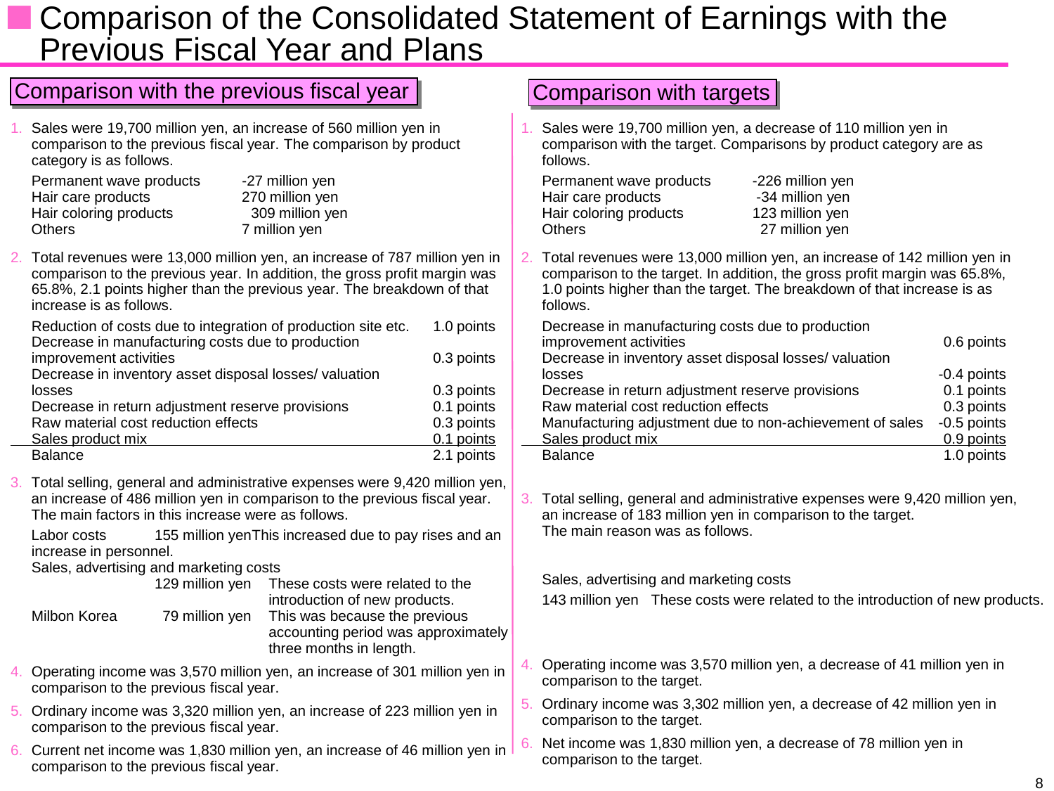# Comparison of the Consolidated Statement of Earnings with the Previous Fiscal Year and Plans

## Comparison with the previous fiscal year

1. Sales were 19,700 million yen, an increase of 560 million yen in comparison to the previous fiscal year. The comparison by product category is as follows.

| | |
|---|---|
| Permanent wave products | -27 million yen |
| Hair care products | 270 million yen |
| Hair coloring products | 309 million yen |
| Others | 7 million yen |

2. Total revenues were 13,000 million yen, an increase of 787 million yen in comparison to the previous year. In addition, the gross profit margin was 65.8%, 2.1 points higher than the previous year. The breakdown of that increase is as follows.

| | |
|---|---|
| Reduction of costs due to integration of production site etc. | 1.0 points |
| Decrease in manufacturing costs due to production improvement activities | 0.3 points |
| Decrease in inventory asset disposal losses/ valuation losses | 0.3 points |
| Decrease in return adjustment reserve provisions | 0.1 points |
| Raw material cost reduction effects | 0.3 points |
| Sales product mix | 0.1 points |
| Balance | 2.1 points |

3. Total selling, general and administrative expenses were 9,420 million yen, an increase of 486 million yen in comparison to the previous fiscal year. The main factors in this increase were as follows.

Labor costs 155 million yen This increased due to pay rises and an increase in personnel.

Sales, advertising and marketing costs 129 million yen These costs were related to the introduction of new products.

Milbon Korea 79 million yen This was because the previous accounting period was approximately three months in length.

4. Operating income was 3,570 million yen, an increase of 301 million yen in comparison to the previous fiscal year.

5. Ordinary income was 3,320 million yen, an increase of 223 million yen in comparison to the previous fiscal year.

6. Current net income was 1,830 million yen, an increase of 46 million yen in comparison to the previous fiscal year.

## Comparison with targets

1. Sales were 19,700 million yen, a decrease of 110 million yen in comparison with the target. Comparisons by product category are as follows.

| | |
|---|---|
| Permanent wave products | -226 million yen |
| Hair care products | -34 million yen |
| Hair coloring products | 123 million yen |
| Others | 27 million yen |

2. Total revenues were 13,000 million yen, an increase of 142 million yen in comparison to the target. In addition, the gross profit margin was 65.8%, 1.0 points higher than the target. The breakdown of that increase is as follows.

| | |
|---|---|
| Decrease in manufacturing costs due to production improvement activities | 0.6 points |
| Decrease in inventory asset disposal losses/ valuation losses | -0.4 points |
| Decrease in return adjustment reserve provisions | 0.1 points |
| Raw material cost reduction effects | 0.3 points |
| Manufacturing adjustment due to non-achievement of sales | -0.5 points |
| Sales product mix | 0.9 points |
| Balance | 1.0 points |

3. Total selling, general and administrative expenses were 9,420 million yen, an increase of 183 million yen in comparison to the target. The main reason was as follows.

Sales, advertising and marketing costs

143 million yen These costs were related to the introduction of new products.

4. Operating income was 3,570 million yen, a decrease of 41 million yen in comparison to the target.

5. Ordinary income was 3,302 million yen, a decrease of 42 million yen in comparison to the target.

6. Net income was 1,830 million yen, a decrease of 78 million yen in comparison to the target.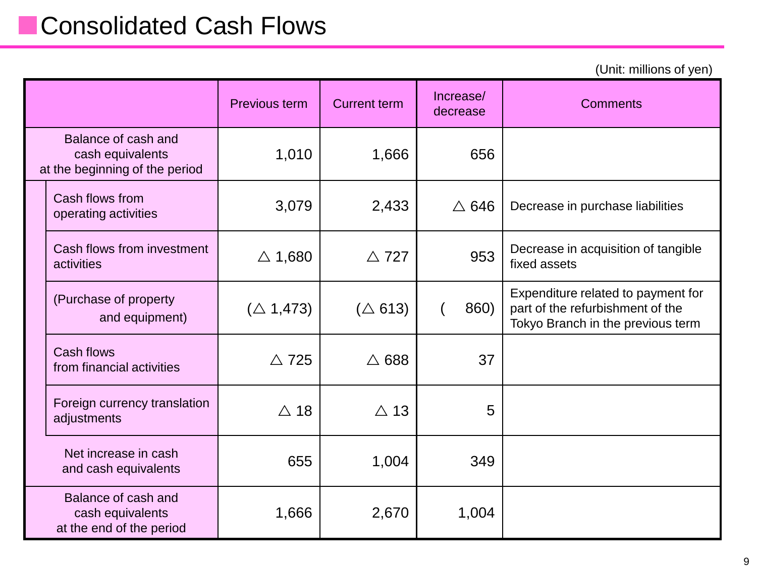# Consolidated Cash Flows

(Unit: millions of yen)

| | Previous term | Current term | Increase/ decrease | Comments |
|---|---|---|---|---|
| Balance of cash and cash equivalents at the beginning of the period | 1,010 | 1,666 | 656 | |
| Cash flows from operating activities | 3,079 | 2,433 | △ 646 | Decrease in purchase liabilities |
| Cash flows from investment activities | △ 1,680 | △ 727 | 953 | Decrease in acquisition of tangible fixed assets |
| (Purchase of property and equipment) | (△ 1,473) | (△ 613) | ( 860) | Expenditure related to payment for part of the refurbishment of the Tokyo Branch in the previous term |
| Cash flows from financial activities | △ 725 | △ 688 | 37 | |
| Foreign currency translation adjustments | △ 18 | △ 13 | 5 | |
| Net increase in cash and cash equivalents | 655 | 1,004 | 349 | |
| Balance of cash and cash equivalents at the end of the period | 1,666 | 2,670 | 1,004 | |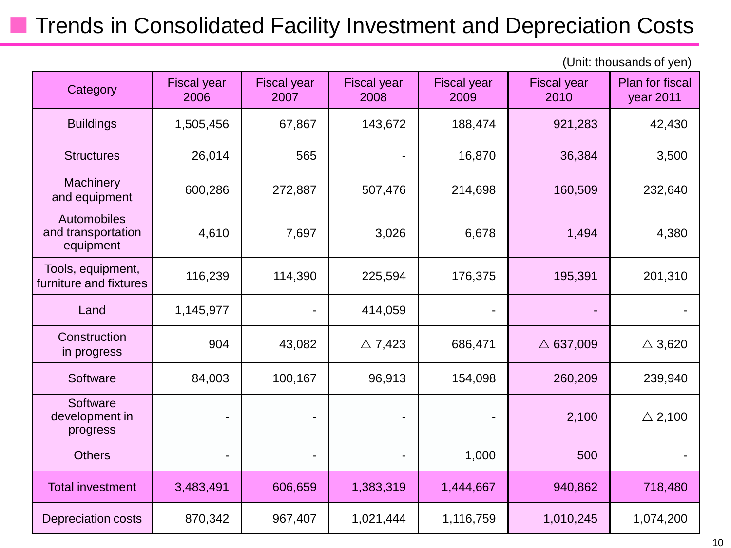# Trends in Consolidated Facility Investment and Depreciation Costs

(Unit: thousands of yen)

| Category | Fiscal year 2006 | Fiscal year 2007 | Fiscal year 2008 | Fiscal year 2009 | Fiscal year 2010 | Plan for fiscal year 2011 |
|---|---|---|---|---|---|---|
| Buildings | 1,505,456 | 67,867 | 143,672 | 188,474 | 921,283 | 42,430 |
| Structures | 26,014 | 565 | - | 16,870 | 36,384 | 3,500 |
| Machinery and equipment | 600,286 | 272,887 | 507,476 | 214,698 | 160,509 | 232,640 |
| Automobiles and transportation equipment | 4,610 | 7,697 | 3,026 | 6,678 | 1,494 | 4,380 |
| Tools, equipment, furniture and fixtures | 116,239 | 114,390 | 225,594 | 176,375 | 195,391 | 201,310 |
| Land | 1,145,977 | - | 414,059 | - | - | - |
| Construction in progress | 904 | 43,082 | △ 7,423 | 686,471 | △ 637,009 | △ 3,620 |
| Software | 84,003 | 100,167 | 96,913 | 154,098 | 260,209 | 239,940 |
| Software development in progress | - | - | - | - | 2,100 | △ 2,100 |
| Others | - | - | - | 1,000 | 500 | - |
| Total investment | 3,483,491 | 606,659 | 1,383,319 | 1,444,667 | 940,862 | 718,480 |
| Depreciation costs | 870,342 | 967,407 | 1,021,444 | 1,116,759 | 1,010,245 | 1,074,200 |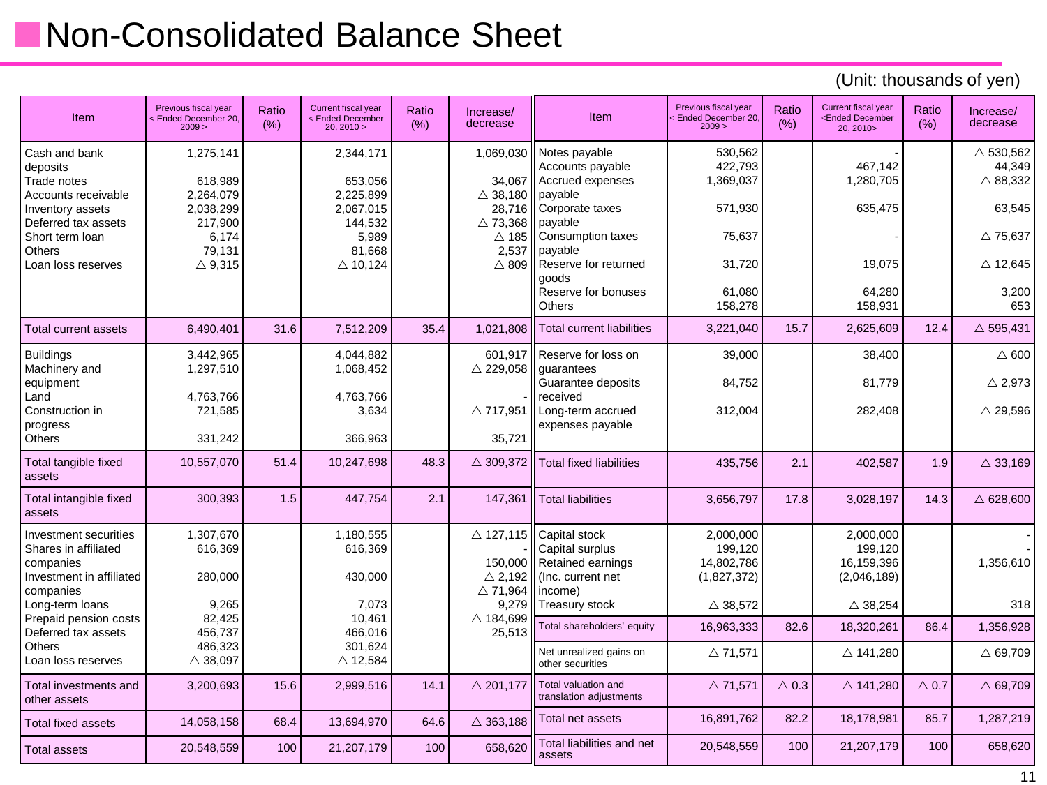# Non-Consolidated Balance Sheet

(Unit: thousands of yen)

| Item | Previous fiscal year < Ended December 20, 2009 > | Ratio (%) | Current fiscal year < Ended December 20, 2010 > | Ratio (%) | Increase/ decrease |
|---|---|---|---|---|---|
| Cash and bank deposits | 1,275,141 | | 2,344,171 | | 1,069,030 |
| Trade notes | 618,989 | | 653,056 | | 34,067 |
| Accounts receivable | 2,264,079 | | 2,225,899 | | △ 38,180 |
| Inventory assets | 2,038,299 | | 2,067,015 | | 28,716 |
| Deferred tax assets | 217,900 | | 144,532 | | △ 73,368 |
| Short term loan | 6,174 | | 5,989 | | △ 185 |
| Others | 79,131 | | 81,668 | | 2,537 |
| Loan loss reserves | △ 9,315 | | △ 10,124 | | △ 809 |
| Total current assets | 6,490,401 | 31.6 | 7,512,209 | 35.4 | 1,021,808 |
| Buildings | 3,442,965 | | 4,044,882 | | 601,917 |
| Machinery and equipment | 1,297,510 | | 1,068,452 | | △ 229,058 |
| Land | 4,763,766 | | 4,763,766 | | - |
| Construction in progress | 721,585 | | 3,634 | | △ 717,951 |
| Others | 331,242 | | 366,963 | | 35,721 |
| Total tangible fixed assets | 10,557,070 | 51.4 | 10,247,698 | 48.3 | △ 309,372 |
| Total intangible fixed assets | 300,393 | 1.5 | 447,754 | 2.1 | 147,361 |
| Investment securities | 1,307,670 | | 1,180,555 | | △ 127,115 |
| Shares in affiliated companies | 616,369 | | 616,369 | | - |
| Investment in affiliated companies | 280,000 | | 430,000 | | 150,000 |
| Long-term loans | 9,265 | | 7,073 | | △ 2,192 |
| Prepaid pension costs | 82,425 | | 10,461 | | △ 71,964 |
| Deferred tax assets | 456,737 | | 466,016 | | 9,279 |
| Others | 486,323 | | 301,624 | | △ 184,699 |
| Loan loss reserves | △ 38,097 | | △ 12,584 | | 25,513 |
| Total investments and other assets | 3,200,693 | 15.6 | 2,999,516 | 14.1 | △ 201,177 |
| Total fixed assets | 14,058,158 | 68.4 | 13,694,970 | 64.6 | △ 363,188 |
| Total assets | 20,548,559 | 100 | 21,207,179 | 100 | 658,620 |

| Item | Previous fiscal year < Ended December 20, 2009 > | Ratio (%) | Current fiscal year <Ended December 20, 2010> | Ratio (%) | Increase/ decrease |
|---|---|---|---|---|---|
| Notes payable | 530,562 | | - | | △ 530,562 |
| Accounts payable | 422,793 | | 467,142 | | 44,349 |
| Accrued expenses payable | 1,369,037 | | 1,280,705 | | △ 88,332 |
| Corporate taxes payable | 571,930 | | 635,475 | | 63,545 |
| Consumption taxes payable | 75,637 | | - | | △ 75,637 |
| Reserve for returned goods | 31,720 | | 19,075 | | △ 12,645 |
| Reserve for bonuses | 61,080 | | 64,280 | | 3,200 |
| Others | 158,278 | | 158,931 | | 653 |
| Total current liabilities | 3,221,040 | 15.7 | 2,625,609 | 12.4 | △ 595,431 |
| Reserve for loss on guarantees | 39,000 | | 38,400 | | △ 600 |
| Guarantee deposits received | 84,752 | | 81,779 | | △ 2,973 |
| Long-term accrued expenses payable | 312,004 | | 282,408 | | △ 29,596 |
| Total fixed liabilities | 435,756 | 2.1 | 402,587 | 1.9 | △ 33,169 |
| Total liabilities | 3,656,797 | 17.8 | 3,028,197 | 14.3 | △ 628,600 |
| Capital stock | 2,000,000 | | 2,000,000 | | - |
| Capital surplus | 199,120 | | 199,120 | | - |
| Retained earnings | 14,802,786 | | 16,159,396 | | 1,356,610 |
| (Inc. current net income) | (1,827,372) | | (2,046,189) | | |
| Treasury stock | △ 38,572 | | △ 38,254 | | 318 |
| Total shareholders' equity | 16,963,333 | 82.6 | 18,320,261 | 86.4 | 1,356,928 |
| Net unrealized gains on other securities | △ 71,571 | | △ 141,280 | | △ 69,709 |
| Total valuation and translation adjustments | △ 71,571 | △ 0.3 | △ 141,280 | △ 0.7 | △ 69,709 |
| Total net assets | 16,891,762 | 82.2 | 18,178,981 | 85.7 | 1,287,219 |
| Total liabilities and net assets | 20,548,559 | 100 | 21,207,179 | 100 | 658,620 |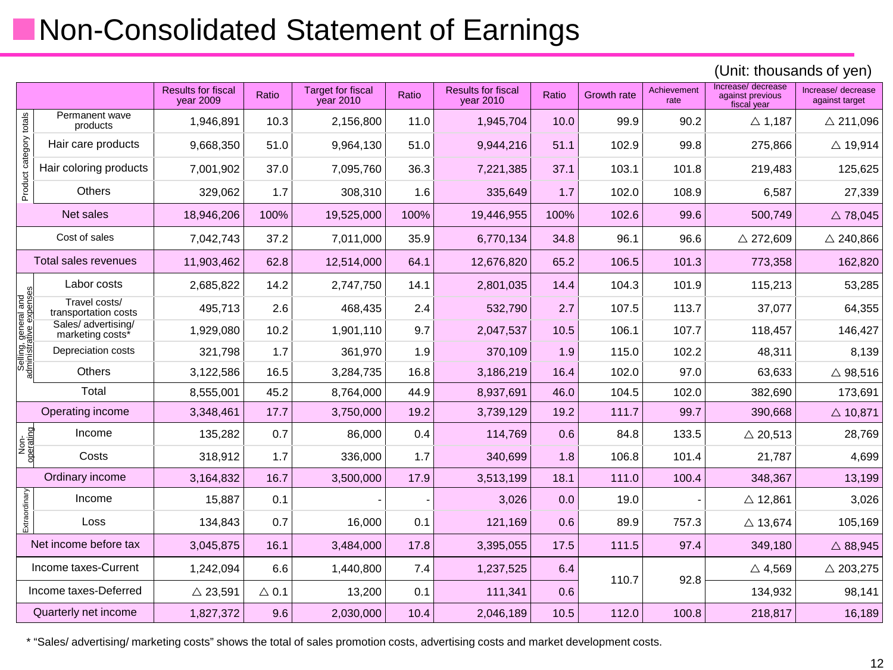# Non-Consolidated Statement of Earnings

(Unit: thousands of yen)

| | | Results for fiscal year 2009 | Ratio | Target for fiscal year 2010 | Ratio | Results for fiscal year 2010 | Ratio | Growth rate | Achievement rate | Increase/ decrease against previous fiscal year | Increase/ decrease against target |
|---|---|---|---|---|---|---|---|---|---|---|---|
| Product category totals | Permanent wave products | 1,946,891 | 10.3 | 2,156,800 | 11.0 | 1,945,704 | 10.0 | 99.9 | 90.2 | △ 1,187 | △ 211,096 |
| | Hair care products | 9,668,350 | 51.0 | 9,964,130 | 51.0 | 9,944,216 | 51.1 | 102.9 | 99.8 | 275,866 | △ 19,914 |
| | Hair coloring products | 7,001,902 | 37.0 | 7,095,760 | 36.3 | 7,221,385 | 37.1 | 103.1 | 101.8 | 219,483 | 125,625 |
| | Others | 329,062 | 1.7 | 308,310 | 1.6 | 335,649 | 1.7 | 102.0 | 108.9 | 6,587 | 27,339 |
| Net sales | | 18,946,206 | 100% | 19,525,000 | 100% | 19,446,955 | 100% | 102.6 | 99.6 | 500,749 | △ 78,045 |
| Cost of sales | | 7,042,743 | 37.2 | 7,011,000 | 35.9 | 6,770,134 | 34.8 | 96.1 | 96.6 | △ 272,609 | △ 240,866 |
| Total sales revenues | | 11,903,462 | 62.8 | 12,514,000 | 64.1 | 12,676,820 | 65.2 | 106.5 | 101.3 | 773,358 | 162,820 |
| Selling, general and administrative expenses | Labor costs | 2,685,822 | 14.2 | 2,747,750 | 14.1 | 2,801,035 | 14.4 | 104.3 | 101.9 | 115,213 | 53,285 |
| | Travel costs/ transportation costs | 495,713 | 2.6 | 468,435 | 2.4 | 532,790 | 2.7 | 107.5 | 113.7 | 37,077 | 64,355 |
| | Sales/ advertising/ marketing costs* | 1,929,080 | 10.2 | 1,901,110 | 9.7 | 2,047,537 | 10.5 | 106.1 | 107.7 | 118,457 | 146,427 |
| | Depreciation costs | 321,798 | 1.7 | 361,970 | 1.9 | 370,109 | 1.9 | 115.0 | 102.2 | 48,311 | 8,139 |
| | Others | 3,122,586 | 16.5 | 3,284,735 | 16.8 | 3,186,219 | 16.4 | 102.0 | 97.0 | 63,633 | △ 98,516 |
| | Total | 8,555,001 | 45.2 | 8,764,000 | 44.9 | 8,937,691 | 46.0 | 104.5 | 102.0 | 382,690 | 173,691 |
| Operating income | | 3,348,461 | 17.7 | 3,750,000 | 19.2 | 3,739,129 | 19.2 | 111.7 | 99.7 | 390,668 | △ 10,871 |
| Non-operating | Income | 135,282 | 0.7 | 86,000 | 0.4 | 114,769 | 0.6 | 84.8 | 133.5 | △ 20,513 | 28,769 |
| | Costs | 318,912 | 1.7 | 336,000 | 1.7 | 340,699 | 1.8 | 106.8 | 101.4 | 21,787 | 4,699 |
| Ordinary income | | 3,164,832 | 16.7 | 3,500,000 | 17.9 | 3,513,199 | 18.1 | 111.0 | 100.4 | 348,367 | 13,199 |
| Extraordinary | Income | 15,887 | 0.1 | - | - | 3,026 | 0.0 | 19.0 | - | △ 12,861 | 3,026 |
| | Loss | 134,843 | 0.7 | 16,000 | 0.1 | 121,169 | 0.6 | 89.9 | 757.3 | △ 13,674 | 105,169 |
| Net income before tax | | 3,045,875 | 16.1 | 3,484,000 | 17.8 | 3,395,055 | 17.5 | 111.5 | 97.4 | 349,180 | △ 88,945 |
| Income taxes-Current | | 1,242,094 | 6.6 | 1,440,800 | 7.4 | 1,237,525 | 6.4 | 110.7 | 92.8 | △ 4,569 | △ 203,275 |
| Income taxes-Deferred | | △ 23,591 | △ 0.1 | 13,200 | 0.1 | 111,341 | 0.6 | | | 134,932 | 98,141 |
| Quarterly net income | | 1,827,372 | 9.6 | 2,030,000 | 10.4 | 2,046,189 | 10.5 | 112.0 | 100.8 | 218,817 | 16,189 |

* "Sales/ advertising/ marketing costs" shows the total of sales promotion costs, advertising costs and market development costs.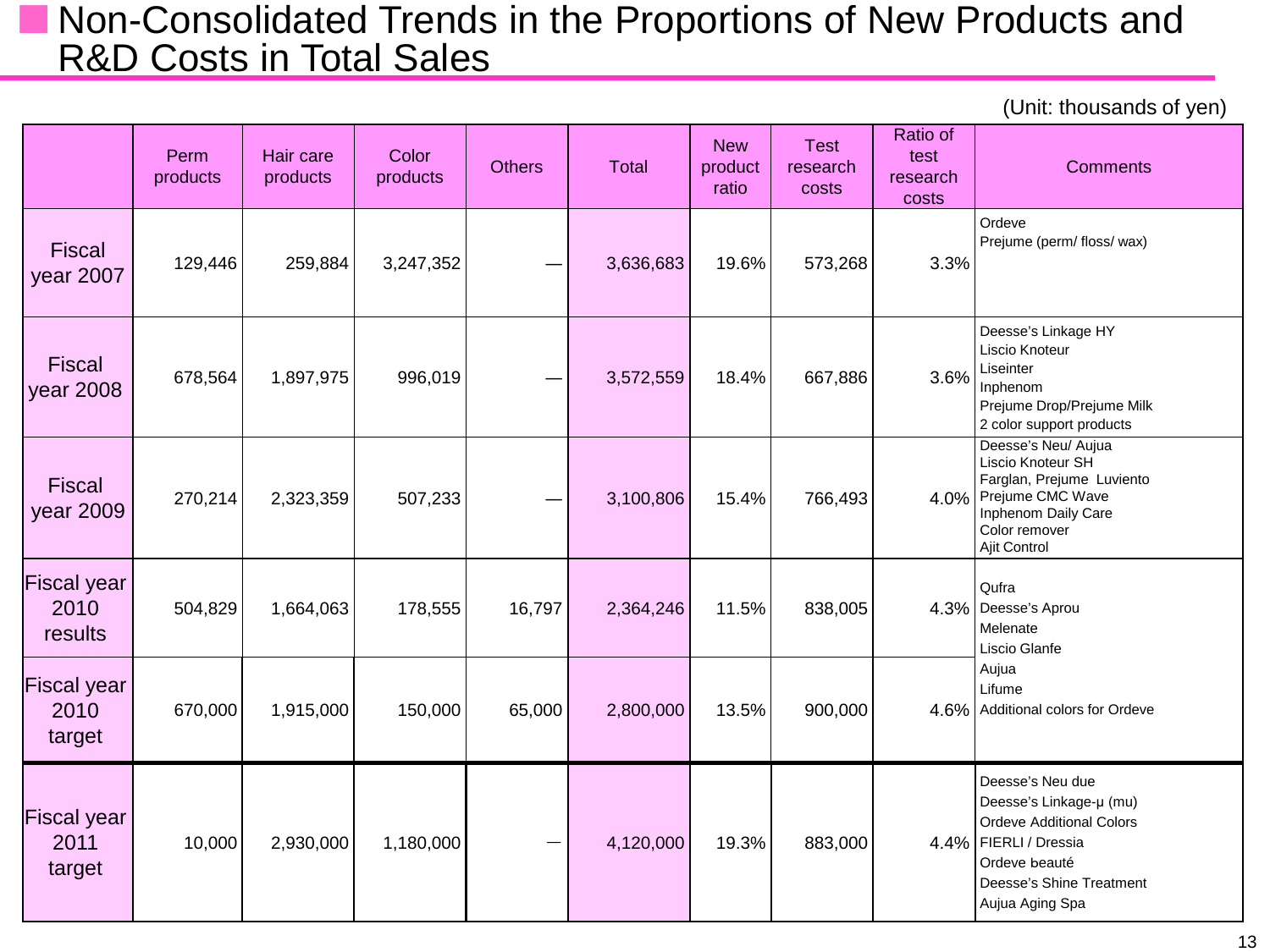# Non-Consolidated Trends in the Proportions of New Products and R&D Costs in Total Sales

(Unit: thousands of yen)

| | Perm products | Hair care products | Color products | Others | Total | New product ratio | Test research costs | Ratio of test research costs | Comments |
|---|---|---|---|---|---|---|---|---|---|
| Fiscal year 2007 | 129,446 | 259,884 | 3,247,352 | — | 3,636,683 | 19.6% | 573,268 | 3.3% | Ordeve<br>Prejume (perm/ floss/ wax) |
| Fiscal year 2008 | 678,564 | 1,897,975 | 996,019 | — | 3,572,559 | 18.4% | 667,886 | 3.6% | Deesse's Linkage HY<br>Liscio Knoteur<br>Liseinter<br>Inphenom<br>Prejume Drop/Prejume Milk<br>2 color support products |
| Fiscal year 2009 | 270,214 | 2,323,359 | 507,233 | — | 3,100,806 | 15.4% | 766,493 | 4.0% | Deesse's Neu/ Aujua<br>Liscio Knoteur SH<br>Farglan, Prejume Luviento<br>Prejume CMC Wave<br>Inphenom Daily Care<br>Color remover<br>Ajit Control |
| Fiscal year 2010 results | 504,829 | 1,664,063 | 178,555 | 16,797 | 2,364,246 | 11.5% | 838,005 | 4.3% | Qufra<br>Deesse's Aprou<br>Melenate<br>Liscio Glanfe<br>Aujua<br>Lifume<br>Additional colors for Ordeve |
| Fiscal year 2010 target | 670,000 | 1,915,000 | 150,000 | 65,000 | 2,800,000 | 13.5% | 900,000 | 4.6% | |
| Fiscal year 2011 target | 10,000 | 2,930,000 | 1,180,000 | — | 4,120,000 | 19.3% | 883,000 | 4.4% | Deesse's Neu due<br>Deesse's Linkage-μ (mu)<br>Ordeve Additional Colors<br>FIERLI / Dressia<br>Ordeve beauté<br>Deesse's Shine Treatment<br>Aujua Aging Spa |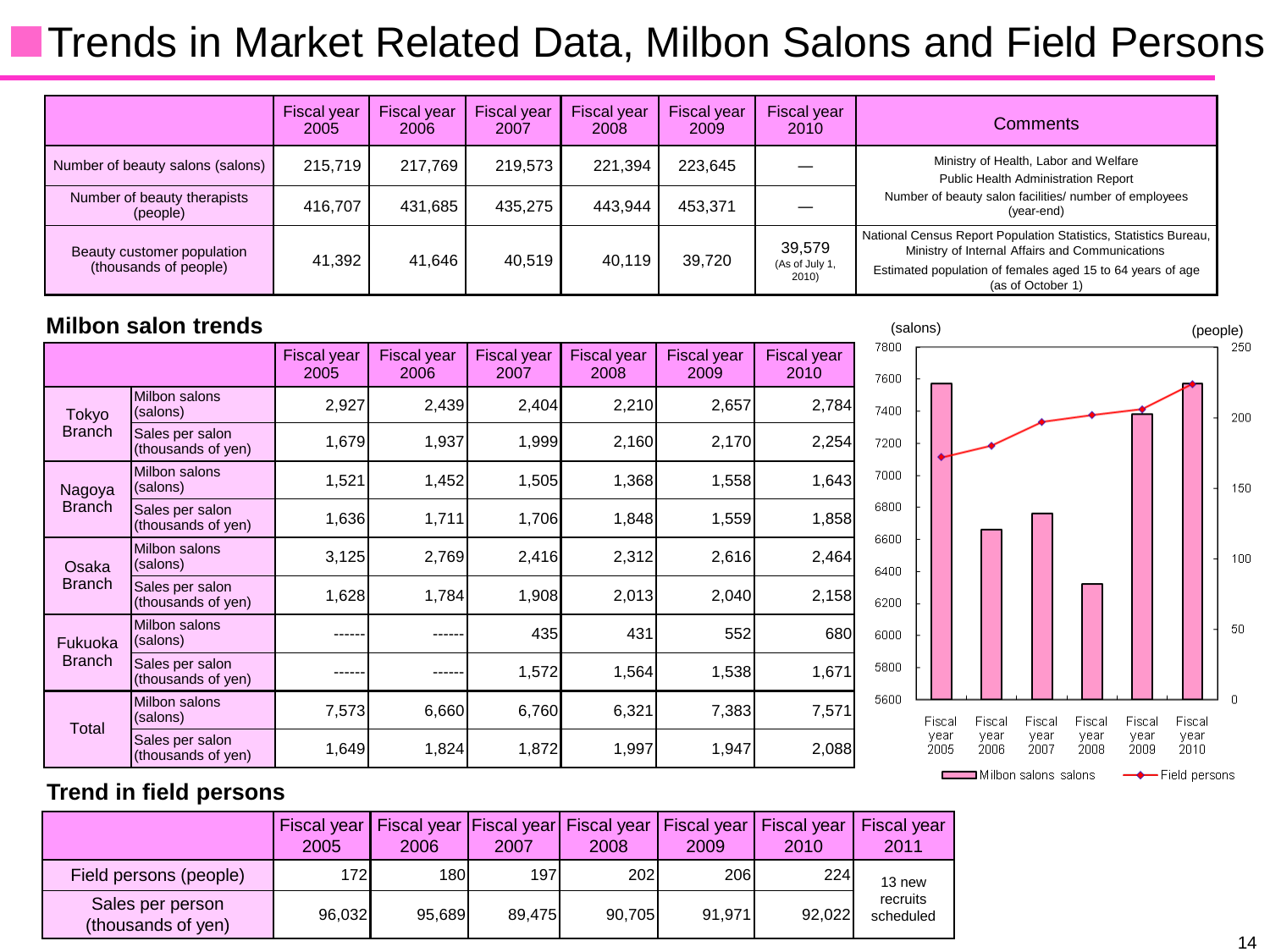# Trends in Market Related Data, Milbon Salons and Field Persons

| | Fiscal year 2005 | Fiscal year 2006 | Fiscal year 2007 | Fiscal year 2008 | Fiscal year 2009 | Fiscal year 2010 | Comments |
|---|---|---|---|---|---|---|---|
| Number of beauty salons (salons) | 215,719 | 217,769 | 219,573 | 221,394 | 223,645 | — | Ministry of Health, Labor and Welfare Public Health Administration Report Number of beauty salon facilities/ number of employees (year-end) |
| Number of beauty therapists (people) | 416,707 | 431,685 | 435,275 | 443,944 | 453,371 | — | |
| Beauty customer population (thousands of people) | 41,392 | 41,646 | 40,519 | 40,119 | 39,720 | 39,579 (As of July 1, 2010) | National Census Report Population Statistics, Statistics Bureau, Ministry of Internal Affairs and Communications Estimated population of females aged 15 to 64 years of age (as of October 1) |

## Milbon salon trends

| | | Fiscal year 2005 | Fiscal year 2006 | Fiscal year 2007 | Fiscal year 2008 | Fiscal year 2009 | Fiscal year 2010 |
|---|---|---|---|---|---|---|---|
| Tokyo Branch | Milbon salons (salons) | 2,927 | 2,439 | 2,404 | 2,210 | 2,657 | 2,784 |
| | Sales per salon (thousands of yen) | 1,679 | 1,937 | 1,999 | 2,160 | 2,170 | 2,254 |
| Nagoya Branch | Milbon salons (salons) | 1,521 | 1,452 | 1,505 | 1,368 | 1,558 | 1,643 |
| | Sales per salon (thousands of yen) | 1,636 | 1,711 | 1,706 | 1,848 | 1,559 | 1,858 |
| Osaka Branch | Milbon salons (salons) | 3,125 | 2,769 | 2,416 | 2,312 | 2,616 | 2,464 |
| | Sales per salon (thousands of yen) | 1,628 | 1,784 | 1,908 | 2,013 | 2,040 | 2,158 |
| Fukuoka Branch | Milbon salons (salons) | ------ | ------ | 435 | 431 | 552 | 680 |
| | Sales per salon (thousands of yen) | ------ | ------ | 1,572 | 1,564 | 1,538 | 1,671 |
| Total | Milbon salons (salons) | 7,573 | 6,660 | 6,760 | 6,321 | 7,383 | 7,571 |
| | Sales per salon (thousands of yen) | 1,649 | 1,824 | 1,872 | 1,997 | 1,947 | 2,088 |

## Trend in field persons

| | Fiscal year 2005 | Fiscal year 2006 | Fiscal year 2007 | Fiscal year 2008 | Fiscal year 2009 | Fiscal year 2010 | Fiscal year 2011 |
|---|---|---|---|---|---|---|---|
| Field persons (people) | 172 | 180 | 197 | 202 | 206 | 224 | 13 new recruits scheduled |
| Sales per person (thousands of yen) | 96,032 | 95,689 | 89,475 | 90,705 | 91,971 | 92,022 | |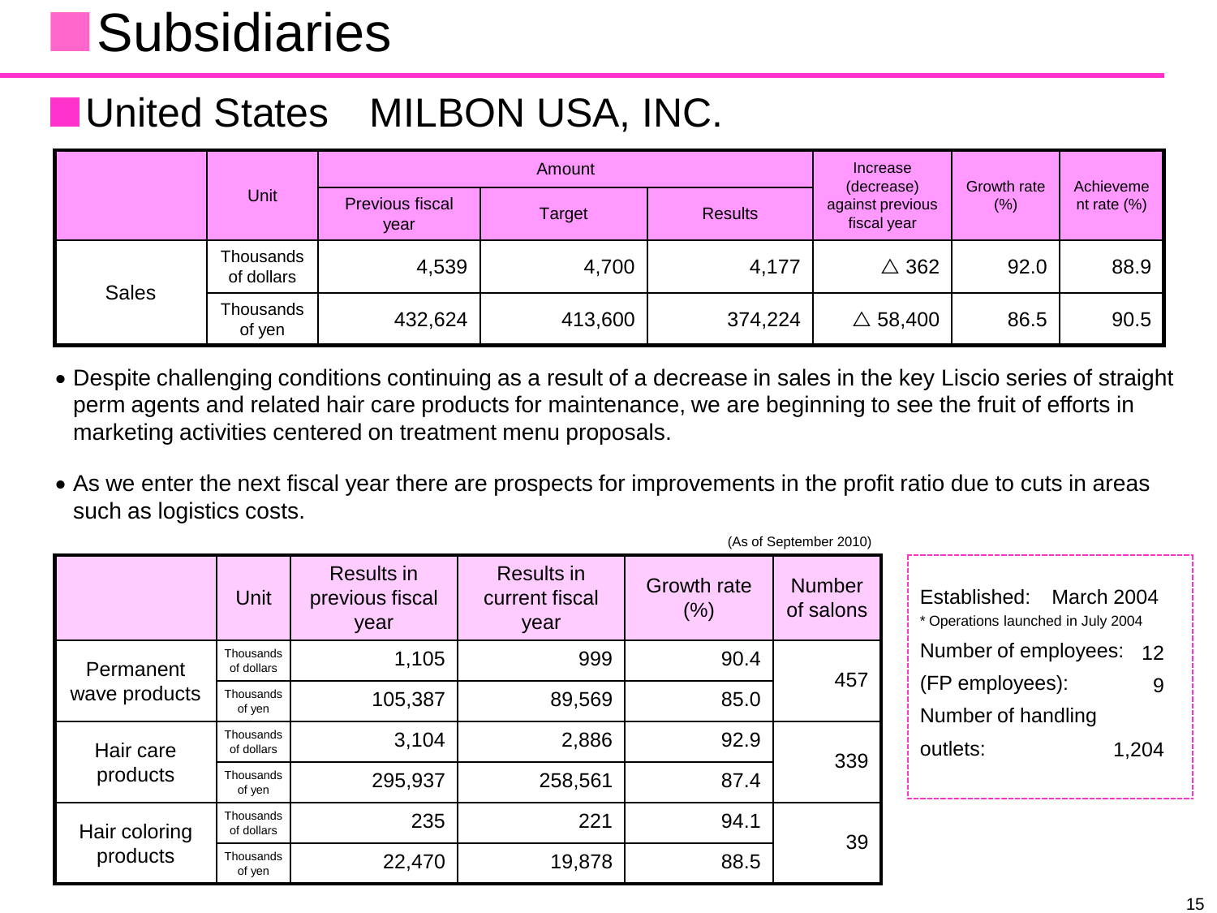# Subsidiaries

## United States　MILBON USA, INC.

| | Unit | Amount | | | Increase (decrease) against previous fiscal year | Growth rate (%) | Achievement rate (%) |
|---|---|---|---|---|---|---|---|
| | | Previous fiscal year | Target | Results | | | |
| Sales | Thousands of dollars | 4,539 | 4,700 | 4,177 | △ 362 | 92.0 | 88.9 |
| | Thousands of yen | 432,624 | 413,600 | 374,224 | △ 58,400 | 86.5 | 90.5 |

- Despite challenging conditions continuing as a result of a decrease in sales in the key Liscio series of straight perm agents and related hair care products for maintenance, we are beginning to see the fruit of efforts in marketing activities centered on treatment menu proposals.
- As we enter the next fiscal year there are prospects for improvements in the profit ratio due to cuts in areas such as logistics costs.

(As of September 2010)

| | Unit | Results in previous fiscal year | Results in current fiscal year | Growth rate (%) | Number of salons |
|---|---|---|---|---|---|
| Permanent wave products | Thousands of dollars | 1,105 | 999 | 90.4 | 457 |
| | Thousands of yen | 105,387 | 89,569 | 85.0 | |
| Hair care products | Thousands of dollars | 3,104 | 2,886 | 92.9 | 339 |
| | Thousands of yen | 295,937 | 258,561 | 87.4 | |
| Hair coloring products | Thousands of dollars | 235 | 221 | 94.1 | 39 |
| | Thousands of yen | 22,470 | 19,878 | 88.5 | |

Established: March 2004
* Operations launched in July 2004

Number of employees: 12
(FP employees): 9
Number of handling outlets: 1,204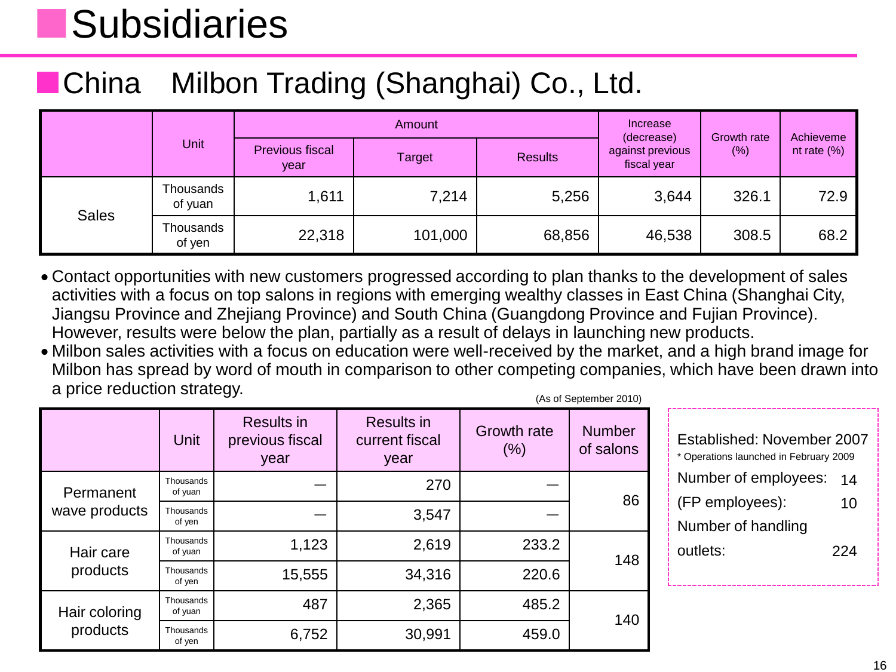# Subsidiaries

## China　Milbon Trading (Shanghai) Co., Ltd.

| | Unit | Amount | | | Increase (decrease) against previous fiscal year | Growth rate (%) | Achievement rate (%) |
|---|---|---|---|---|---|---|---|
| | | Previous fiscal year | Target | Results | | | |
| Sales | Thousands of yuan | 1,611 | 7,214 | 5,256 | 3,644 | 326.1 | 72.9 |
| | Thousands of yen | 22,318 | 101,000 | 68,856 | 46,538 | 308.5 | 68.2 |

- Contact opportunities with new customers progressed according to plan thanks to the development of sales activities with a focus on top salons in regions with emerging wealthy classes in East China (Shanghai City, Jiangsu Province and Zhejiang Province) and South China (Guangdong Province and Fujian Province). However, results were below the plan, partially as a result of delays in launching new products.
- Milbon sales activities with a focus on education were well-received by the market, and a high brand image for Milbon has spread by word of mouth in comparison to other competing companies, which have been drawn into a price reduction strategy.

(As of September 2010)

| | Unit | Results in previous fiscal year | Results in current fiscal year | Growth rate (%) | Number of salons |
|---|---|---|---|---|---|
| Permanent wave products | Thousands of yuan | — | 270 | — | 86 |
| | Thousands of yen | — | 3,547 | — | |
| Hair care products | Thousands of yuan | 1,123 | 2,619 | 233.2 | 148 |
| | Thousands of yen | 15,555 | 34,316 | 220.6 | |
| Hair coloring products | Thousands of yuan | 487 | 2,365 | 485.2 | 140 |
| | Thousands of yen | 6,752 | 30,991 | 459.0 | |

Established: November 2007

* Operations launched in February 2009

Number of employees: 14

(FP employees): 10

Number of handling outlets: 224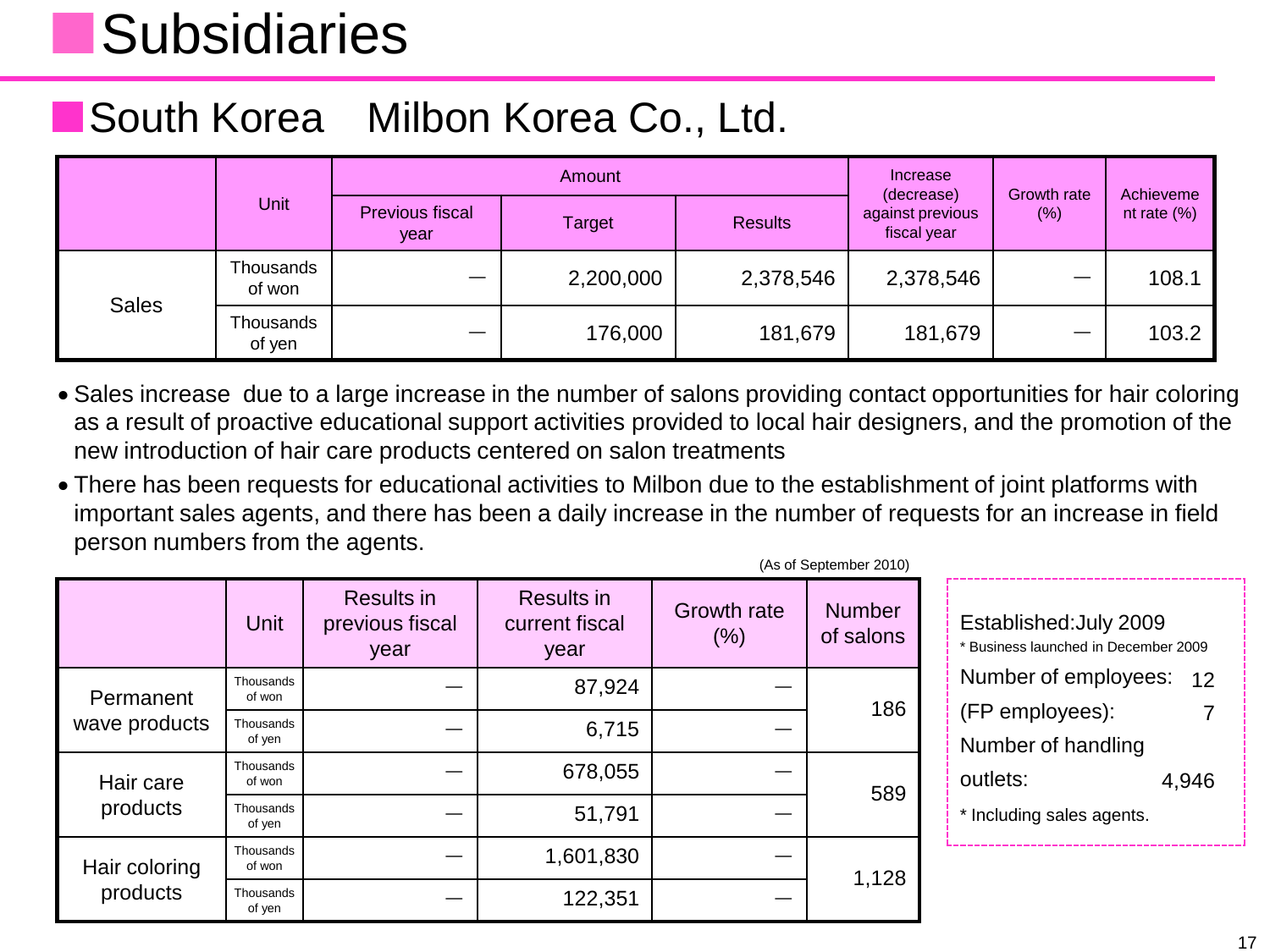# Subsidiaries

## South Korea　Milbon Korea Co., Ltd.

| | Unit | Amount | | | Increase (decrease) against previous fiscal year | Growth rate (%) | Achievement rate (%) |
|---|---|---|---|---|---|---|---|
| | | Previous fiscal year | Target | Results | | | |
| Sales | Thousands of won | — | 2,200,000 | 2,378,546 | 2,378,546 | — | 108.1 |
| | Thousands of yen | — | 176,000 | 181,679 | 181,679 | — | 103.2 |

- Sales increase due to a large increase in the number of salons providing contact opportunities for hair coloring as a result of proactive educational support activities provided to local hair designers, and the promotion of the new introduction of hair care products centered on salon treatments
- There has been requests for educational activities to Milbon due to the establishment of joint platforms with important sales agents, and there has been a daily increase in the number of requests for an increase in field person numbers from the agents.

(As of September 2010)

| | Unit | Results in previous fiscal year | Results in current fiscal year | Growth rate (%) | Number of salons |
|---|---|---|---|---|---|
| Permanent wave products | Thousands of won | — | 87,924 | — | 186 |
| | Thousands of yen | — | 6,715 | — | |
| Hair care products | Thousands of won | — | 678,055 | — | 589 |
| | Thousands of yen | — | 51,791 | — | |
| Hair coloring products | Thousands of won | — | 1,601,830 | — | 1,128 |
| | Thousands of yen | — | 122,351 | — | |

Established:July 2009

* Business launched in December 2009

Number of employees: 12

(FP employees): 7

Number of handling outlets: 4,946

* Including sales agents.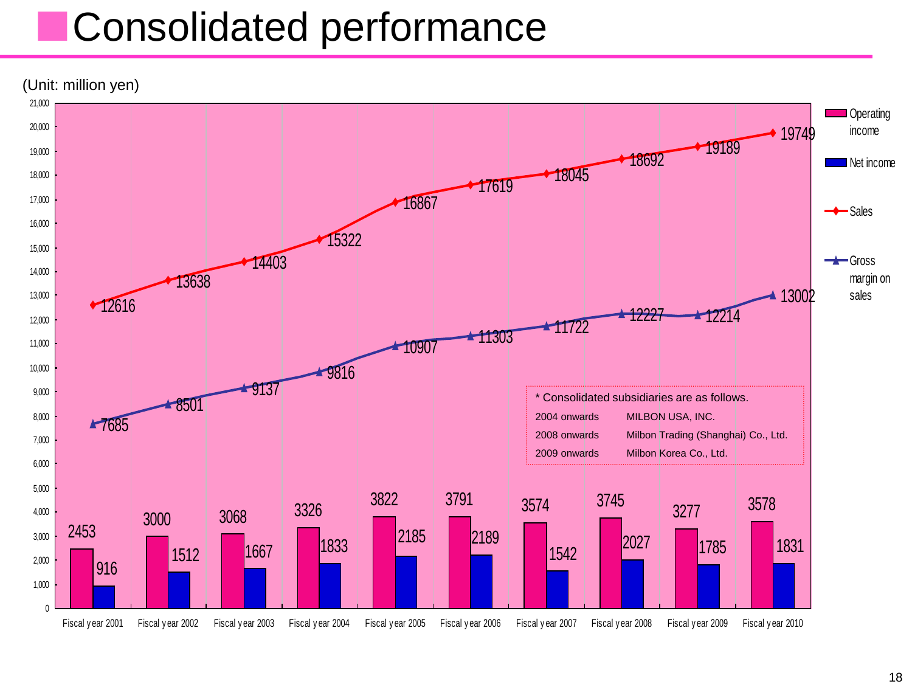# Consolidated performance

(Unit: million yen)

| | Fiscal year 2001 | Fiscal year 2002 | Fiscal year 2003 | Fiscal year 2004 | Fiscal year 2005 | Fiscal year 2006 | Fiscal year 2007 | Fiscal year 2008 | Fiscal year 2009 | Fiscal year 2010 |
|---|---|---|---|---|---|---|---|---|---|---|
| Operating income | 2453 | 3000 | 3068 | 3326 | 3822 | 3791 | 3574 | 3745 | 3277 | 3578 |
| Net income | 916 | 1512 | 1667 | 1833 | 2185 | 2189 | 1542 | 2027 | 1785 | 1831 |
| Sales | 12616 | 13638 | 14403 | 15322 | 16867 | 17619 | 18045 | 18692 | 19189 | 19749 |
| Gross margin on sales | 7685 | 8501 | 9137 | 9816 | 10907 | 11303 | 11722 | 12227 | 12214 | 13002 |

* Consolidated subsidiaries are as follows.

| | |
|---|---|
| 2004 onwards | MILBON USA, INC. |
| 2008 onwards | Milbon Trading (Shanghai) Co., Ltd. |
| 2009 onwards | Milbon Korea Co., Ltd. |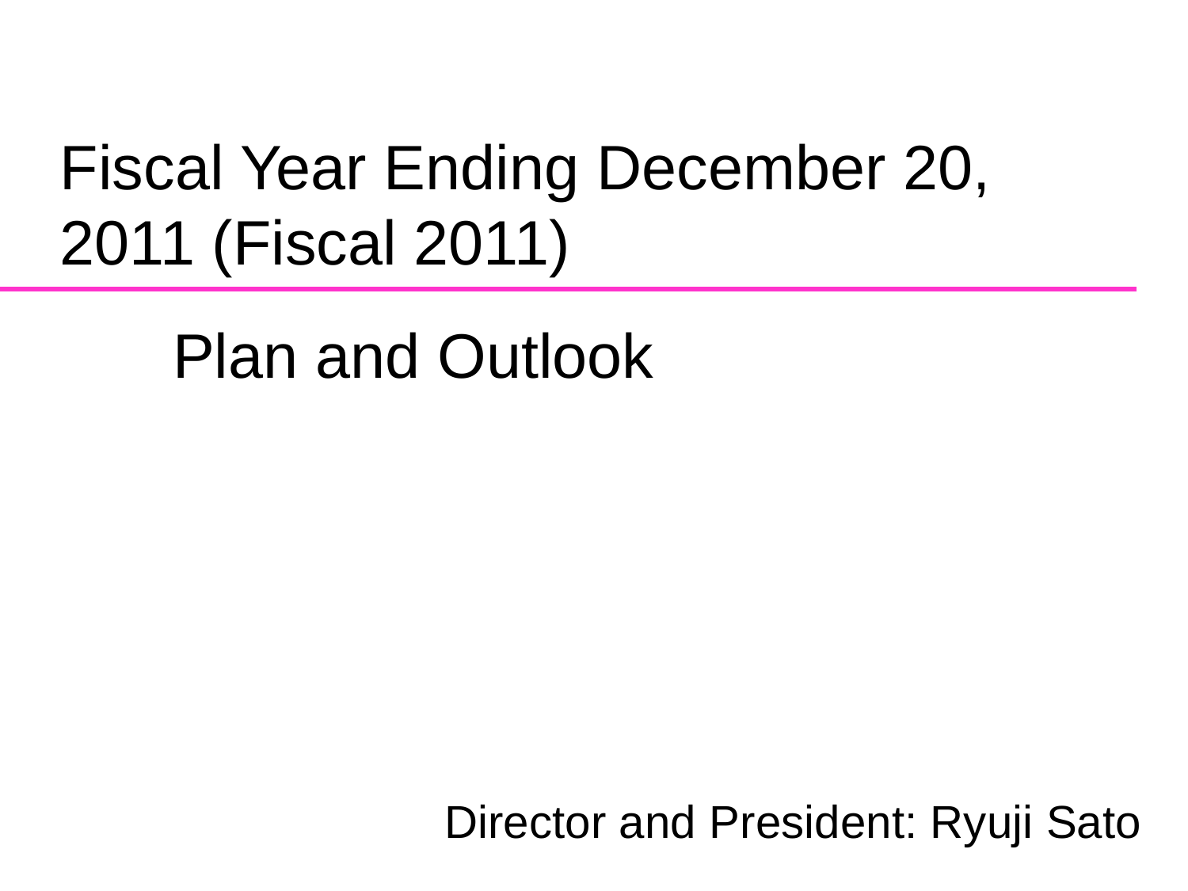# Fiscal Year Ending December 20, 2011 (Fiscal 2011)

## Plan and Outlook

Director and President: Ryuji Sato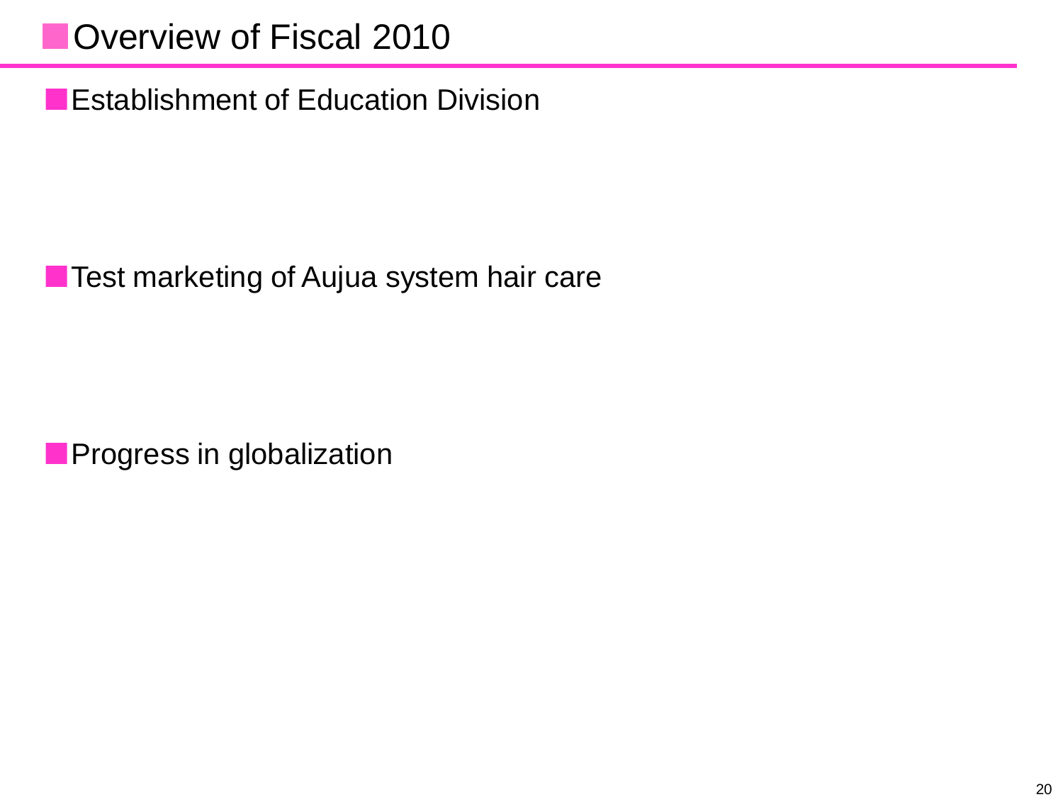# Overview of Fiscal 2010

## Establishment of Education Division

## Test marketing of Aujua system hair care

## Progress in globalization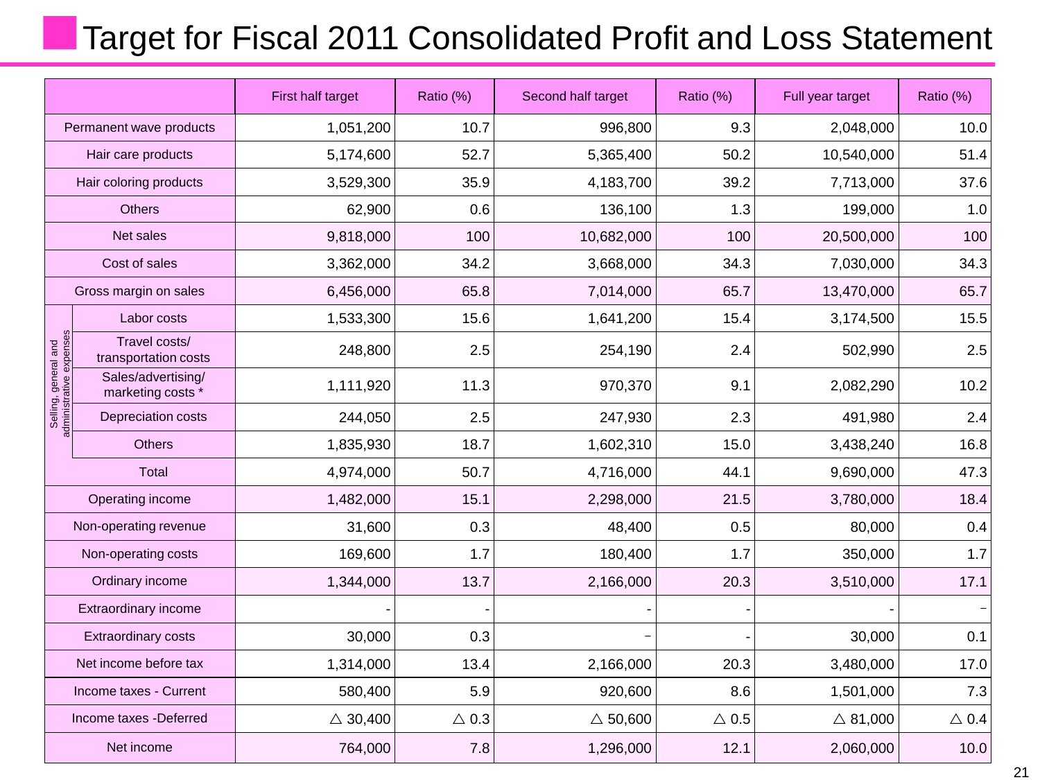# Target for Fiscal 2011 Consolidated Profit and Loss Statement

| | | First half target | Ratio (%) | Second half target | Ratio (%) | Full year target | Ratio (%) |
|---|---|---|---|---|---|---|---|
| Permanent wave products | | 1,051,200 | 10.7 | 996,800 | 9.3 | 2,048,000 | 10.0 |
| Hair care products | | 5,174,600 | 52.7 | 5,365,400 | 50.2 | 10,540,000 | 51.4 |
| Hair coloring products | | 3,529,300 | 35.9 | 4,183,700 | 39.2 | 7,713,000 | 37.6 |
| Others | | 62,900 | 0.6 | 136,100 | 1.3 | 199,000 | 1.0 |
| Net sales | | 9,818,000 | 100 | 10,682,000 | 100 | 20,500,000 | 100 |
| Cost of sales | | 3,362,000 | 34.2 | 3,668,000 | 34.3 | 7,030,000 | 34.3 |
| Gross margin on sales | | 6,456,000 | 65.8 | 7,014,000 | 65.7 | 13,470,000 | 65.7 |
| Selling, general and administrative expenses | Labor costs | 1,533,300 | 15.6 | 1,641,200 | 15.4 | 3,174,500 | 15.5 |
| | Travel costs/ transportation costs | 248,800 | 2.5 | 254,190 | 2.4 | 502,990 | 2.5 |
| | Sales/advertising/ marketing costs * | 1,111,920 | 11.3 | 970,370 | 9.1 | 2,082,290 | 10.2 |
| | Depreciation costs | 244,050 | 2.5 | 247,930 | 2.3 | 491,980 | 2.4 |
| | Others | 1,835,930 | 18.7 | 1,602,310 | 15.0 | 3,438,240 | 16.8 |
| | Total | 4,974,000 | 50.7 | 4,716,000 | 44.1 | 9,690,000 | 47.3 |
| Operating income | | 1,482,000 | 15.1 | 2,298,000 | 21.5 | 3,780,000 | 18.4 |
| Non-operating revenue | | 31,600 | 0.3 | 48,400 | 0.5 | 80,000 | 0.4 |
| Non-operating costs | | 169,600 | 1.7 | 180,400 | 1.7 | 350,000 | 1.7 |
| Ordinary income | | 1,344,000 | 13.7 | 2,166,000 | 20.3 | 3,510,000 | 17.1 |
| Extraordinary income | | - | - | - | - | - | – |
| Extraordinary costs | | 30,000 | 0.3 | – | - | 30,000 | 0.1 |
| Net income before tax | | 1,314,000 | 13.4 | 2,166,000 | 20.3 | 3,480,000 | 17.0 |
| Income taxes - Current | | 580,400 | 5.9 | 920,600 | 8.6 | 1,501,000 | 7.3 |
| Income taxes -Deferred | | △ 30,400 | △ 0.3 | △ 50,600 | △ 0.5 | △ 81,000 | △ 0.4 |
| Net income | | 764,000 | 7.8 | 1,296,000 | 12.1 | 2,060,000 | 10.0 |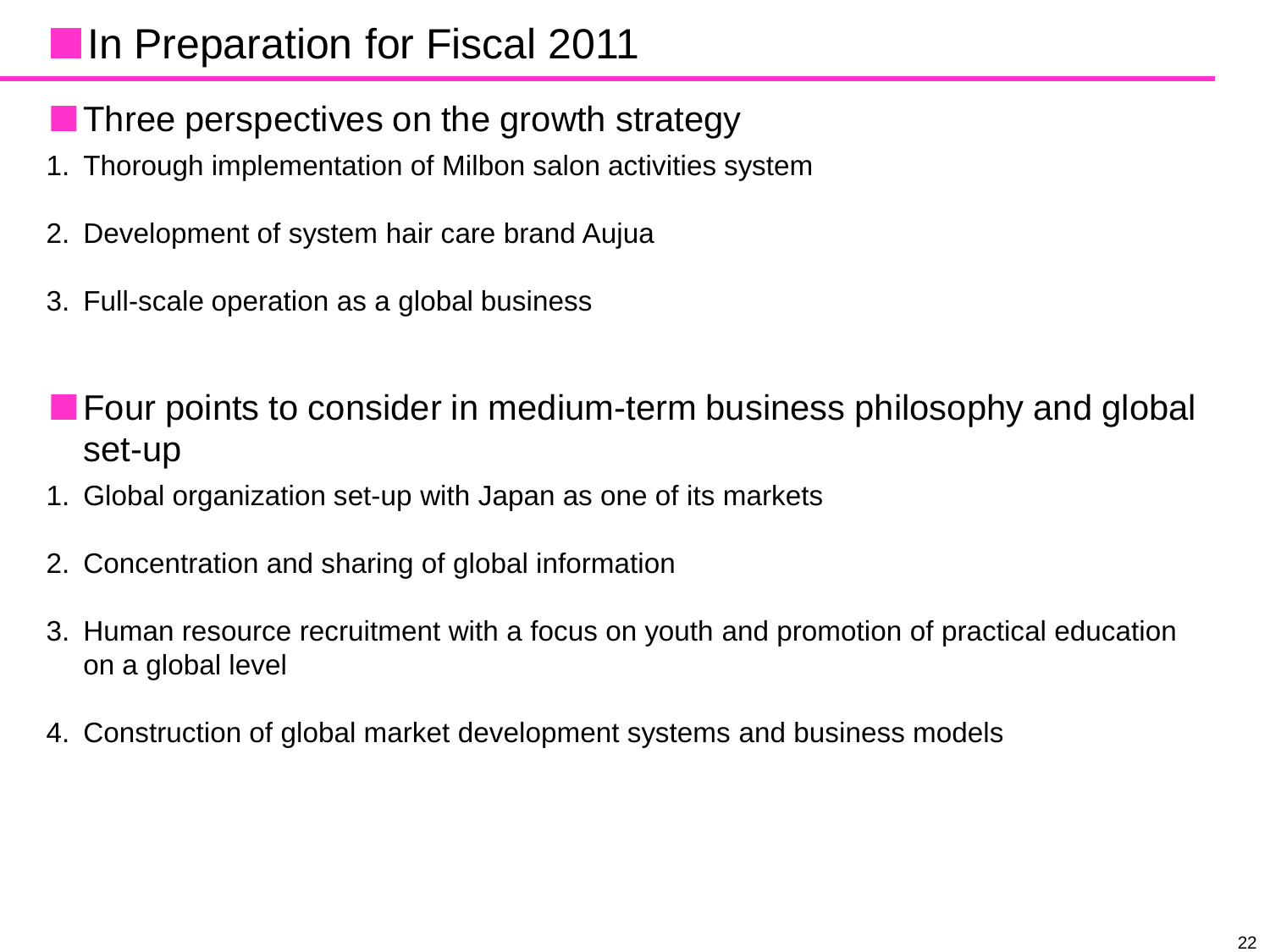# In Preparation for Fiscal 2011

## Three perspectives on the growth strategy

1. Thorough implementation of Milbon salon activities system
2. Development of system hair care brand Aujua
3. Full-scale operation as a global business

## Four points to consider in medium-term business philosophy and global set-up

1. Global organization set-up with Japan as one of its markets
2. Concentration and sharing of global information
3. Human resource recruitment with a focus on youth and promotion of practical education on a global level
4. Construction of global market development systems and business models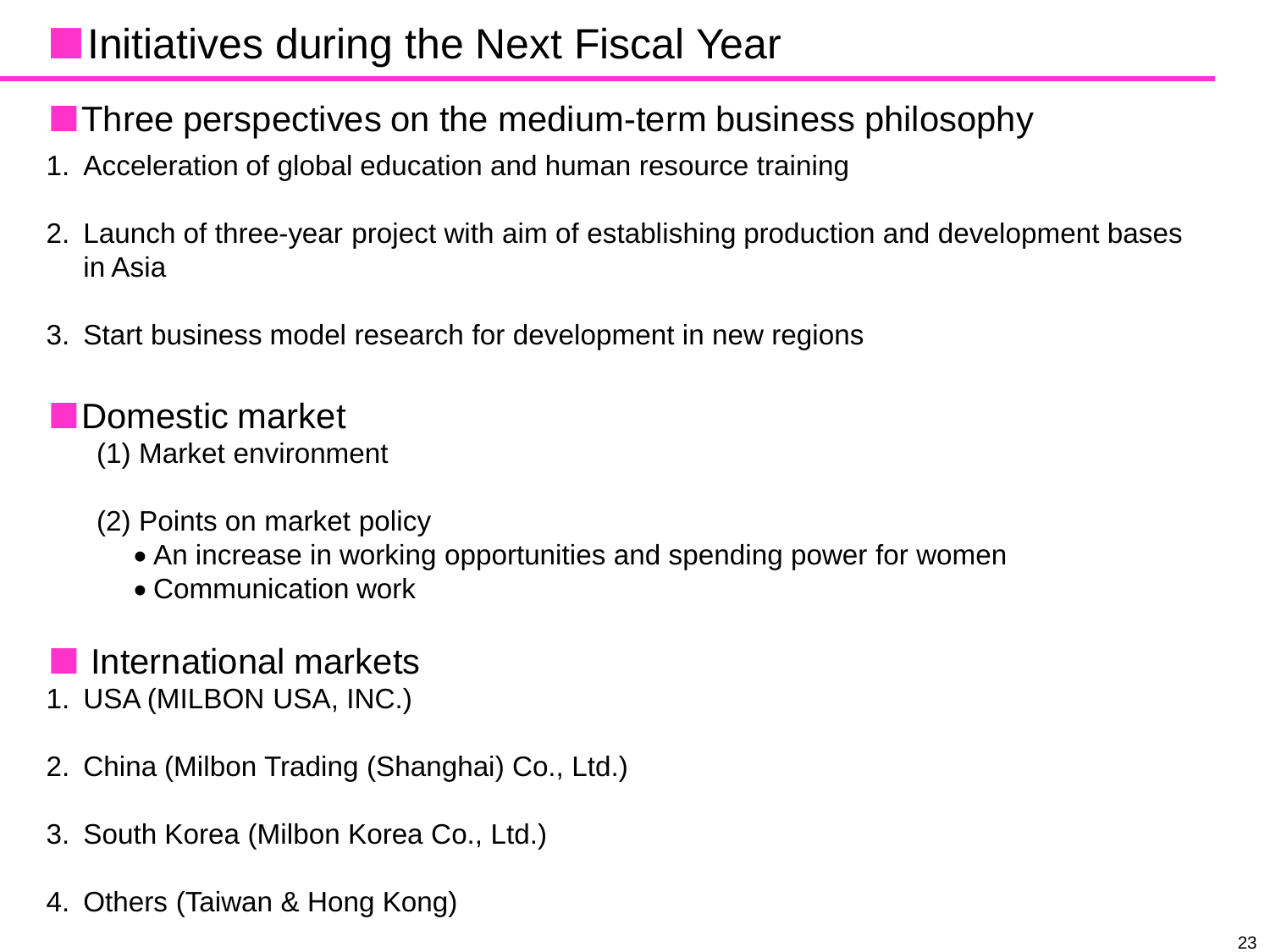# Initiatives during the Next Fiscal Year

## Three perspectives on the medium-term business philosophy

1. Acceleration of global education and human resource training
2. Launch of three-year project with aim of establishing production and development bases in Asia
3. Start business model research for development in new regions

## Domestic market

(1) Market environment

(2) Points on market policy

- An increase in working opportunities and spending power for women
- Communication work

## International markets

1. USA (MILBON USA, INC.)
2. China (Milbon Trading (Shanghai) Co., Ltd.)
3. South Korea (Milbon Korea Co., Ltd.)
4. Others (Taiwan & Hong Kong)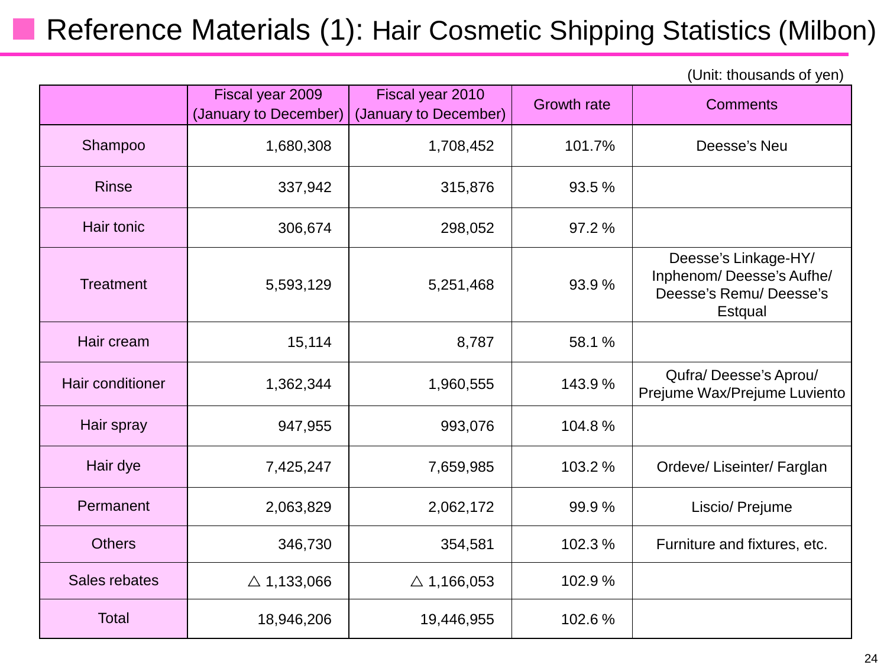# Reference Materials (1): Hair Cosmetic Shipping Statistics (Milbon)

(Unit: thousands of yen)

| | Fiscal year 2009 (January to December) | Fiscal year 2010 (January to December) | Growth rate | Comments |
|---|---|---|---|---|
| Shampoo | 1,680,308 | 1,708,452 | 101.7% | Deesse's Neu |
| Rinse | 337,942 | 315,876 | 93.5 % | |
| Hair tonic | 306,674 | 298,052 | 97.2 % | |
| Treatment | 5,593,129 | 5,251,468 | 93.9 % | Deesse's Linkage-HY/ Inphenom/ Deesse's Aufhe/ Deesse's Remu/ Deesse's Estqual |
| Hair cream | 15,114 | 8,787 | 58.1 % | |
| Hair conditioner | 1,362,344 | 1,960,555 | 143.9 % | Qufra/ Deesse's Aprou/ Prejume Wax/Prejume Luviento |
| Hair spray | 947,955 | 993,076 | 104.8 % | |
| Hair dye | 7,425,247 | 7,659,985 | 103.2 % | Ordeve/ Liseinter/ Farglan |
| Permanent | 2,063,829 | 2,062,172 | 99.9 % | Liscio/ Prejume |
| Others | 346,730 | 354,581 | 102.3 % | Furniture and fixtures, etc. |
| Sales rebates | △ 1,133,066 | △ 1,166,053 | 102.9 % | |
| Total | 18,946,206 | 19,446,955 | 102.6 % | |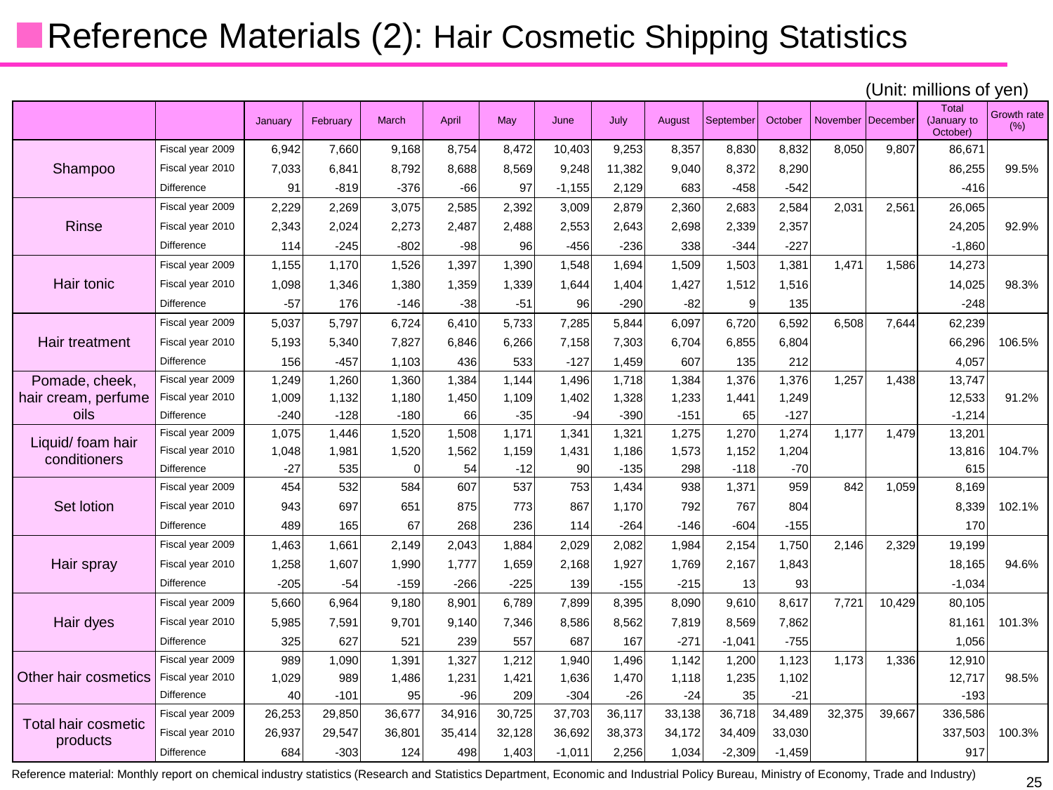# Reference Materials (2): Hair Cosmetic Shipping Statistics

(Unit: millions of yen)

| | | January | February | March | April | May | June | July | August | September | October | November | December | Total (January to October) | Growth rate (%) |
|---|---|---|---|---|---|---|---|---|---|---|---|---|---|---|---|
| Shampoo | Fiscal year 2009 | 6,942 | 7,660 | 9,168 | 8,754 | 8,472 | 10,403 | 9,253 | 8,357 | 8,830 | 8,832 | 8,050 | 9,807 | 86,671 | |
| | Fiscal year 2010 | 7,033 | 6,841 | 8,792 | 8,688 | 8,569 | 9,248 | 11,382 | 9,040 | 8,372 | 8,290 | | | 86,255 | 99.5% |
| | Difference | 91 | -819 | -376 | -66 | 97 | -1,155 | 2,129 | 683 | -458 | -542 | | | -416 | |
| Rinse | Fiscal year 2009 | 2,229 | 2,269 | 3,075 | 2,585 | 2,392 | 3,009 | 2,879 | 2,360 | 2,683 | 2,584 | 2,031 | 2,561 | 26,065 | |
| | Fiscal year 2010 | 2,343 | 2,024 | 2,273 | 2,487 | 2,488 | 2,553 | 2,643 | 2,698 | 2,339 | 2,357 | | | 24,205 | 92.9% |
| | Difference | 114 | -245 | -802 | -98 | 96 | -456 | -236 | 338 | -344 | -227 | | | -1,860 | |
| Hair tonic | Fiscal year 2009 | 1,155 | 1,170 | 1,526 | 1,397 | 1,390 | 1,548 | 1,694 | 1,509 | 1,503 | 1,381 | 1,471 | 1,586 | 14,273 | |
| | Fiscal year 2010 | 1,098 | 1,346 | 1,380 | 1,359 | 1,339 | 1,644 | 1,404 | 1,427 | 1,512 | 1,516 | | | 14,025 | 98.3% |
| | Difference | -57 | 176 | -146 | -38 | -51 | 96 | -290 | -82 | 9 | 135 | | | -248 | |
| Hair treatment | Fiscal year 2009 | 5,037 | 5,797 | 6,724 | 6,410 | 5,733 | 7,285 | 5,844 | 6,097 | 6,720 | 6,592 | 6,508 | 7,644 | 62,239 | |
| | Fiscal year 2010 | 5,193 | 5,340 | 7,827 | 6,846 | 6,266 | 7,158 | 7,303 | 6,704 | 6,855 | 6,804 | | | 66,296 | 106.5% |
| | Difference | 156 | -457 | 1,103 | 436 | 533 | -127 | 1,459 | 607 | 135 | 212 | | | 4,057 | |
| Pomade, cheek, hair cream, perfume oils | Fiscal year 2009 | 1,249 | 1,260 | 1,360 | 1,384 | 1,144 | 1,496 | 1,718 | 1,384 | 1,376 | 1,376 | 1,257 | 1,438 | 13,747 | |
| | Fiscal year 2010 | 1,009 | 1,132 | 1,180 | 1,450 | 1,109 | 1,402 | 1,328 | 1,233 | 1,441 | 1,249 | | | 12,533 | 91.2% |
| | Difference | -240 | -128 | -180 | 66 | -35 | -94 | -390 | -151 | 65 | -127 | | | -1,214 | |
| Liquid/ foam hair conditioners | Fiscal year 2009 | 1,075 | 1,446 | 1,520 | 1,508 | 1,171 | 1,341 | 1,321 | 1,275 | 1,270 | 1,274 | 1,177 | 1,479 | 13,201 | |
| | Fiscal year 2010 | 1,048 | 1,981 | 1,520 | 1,562 | 1,159 | 1,431 | 1,186 | 1,573 | 1,152 | 1,204 | | | 13,816 | 104.7% |
| | Difference | -27 | 535 | 0 | 54 | -12 | 90 | -135 | 298 | -118 | -70 | | | 615 | |
| Set lotion | Fiscal year 2009 | 454 | 532 | 584 | 607 | 537 | 753 | 1,434 | 938 | 1,371 | 959 | 842 | 1,059 | 8,169 | |
| | Fiscal year 2010 | 943 | 697 | 651 | 875 | 773 | 867 | 1,170 | 792 | 767 | 804 | | | 8,339 | 102.1% |
| | Difference | 489 | 165 | 67 | 268 | 236 | 114 | -264 | -146 | -604 | -155 | | | 170 | |
| Hair spray | Fiscal year 2009 | 1,463 | 1,661 | 2,149 | 2,043 | 1,884 | 2,029 | 2,082 | 1,984 | 2,154 | 1,750 | 2,146 | 2,329 | 19,199 | |
| | Fiscal year 2010 | 1,258 | 1,607 | 1,990 | 1,777 | 1,659 | 2,168 | 1,927 | 1,769 | 2,167 | 1,843 | | | 18,165 | 94.6% |
| | Difference | -205 | -54 | -159 | -266 | -225 | 139 | -155 | -215 | 13 | 93 | | | -1,034 | |
| Hair dyes | Fiscal year 2009 | 5,660 | 6,964 | 9,180 | 8,901 | 6,789 | 7,899 | 8,395 | 8,090 | 9,610 | 8,617 | 7,721 | 10,429 | 80,105 | |
| | Fiscal year 2010 | 5,985 | 7,591 | 9,701 | 9,140 | 7,346 | 8,586 | 8,562 | 7,819 | 8,569 | 7,862 | | | 81,161 | 101.3% |
| | Difference | 325 | 627 | 521 | 239 | 557 | 687 | 167 | -271 | -1,041 | -755 | | | 1,056 | |
| Other hair cosmetics | Fiscal year 2009 | 989 | 1,090 | 1,391 | 1,327 | 1,212 | 1,940 | 1,496 | 1,142 | 1,200 | 1,123 | 1,173 | 1,336 | 12,910 | |
| | Fiscal year 2010 | 1,029 | 989 | 1,486 | 1,231 | 1,421 | 1,636 | 1,470 | 1,118 | 1,235 | 1,102 | | | 12,717 | 98.5% |
| | Difference | 40 | -101 | 95 | -96 | 209 | -304 | -26 | -24 | 35 | -21 | | | -193 | |
| Total hair cosmetic products | Fiscal year 2009 | 26,253 | 29,850 | 36,677 | 34,916 | 30,725 | 37,703 | 36,117 | 33,138 | 36,718 | 34,489 | 32,375 | 39,667 | 336,586 | |
| | Fiscal year 2010 | 26,937 | 29,547 | 36,801 | 35,414 | 32,128 | 36,692 | 38,373 | 34,172 | 34,409 | 33,030 | | | 337,503 | 100.3% |
| | Difference | 684 | -303 | 124 | 498 | 1,403 | -1,011 | 2,256 | 1,034 | -2,309 | -1,459 | | | 917 | |

Reference material: Monthly report on chemical industry statistics (Research and Statistics Department, Economic and Industrial Policy Bureau, Ministry of Economy, Trade and Industry)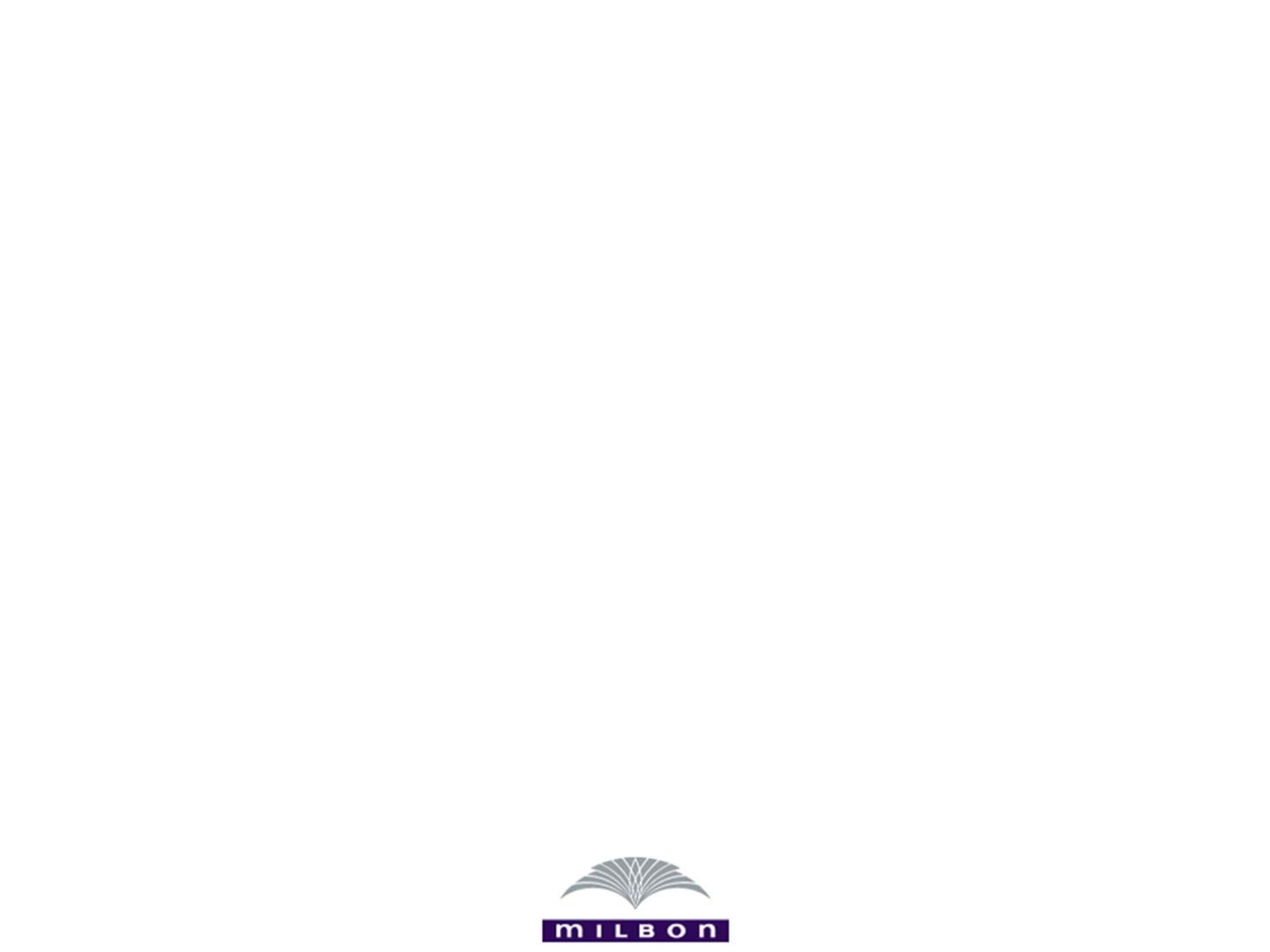MILBON